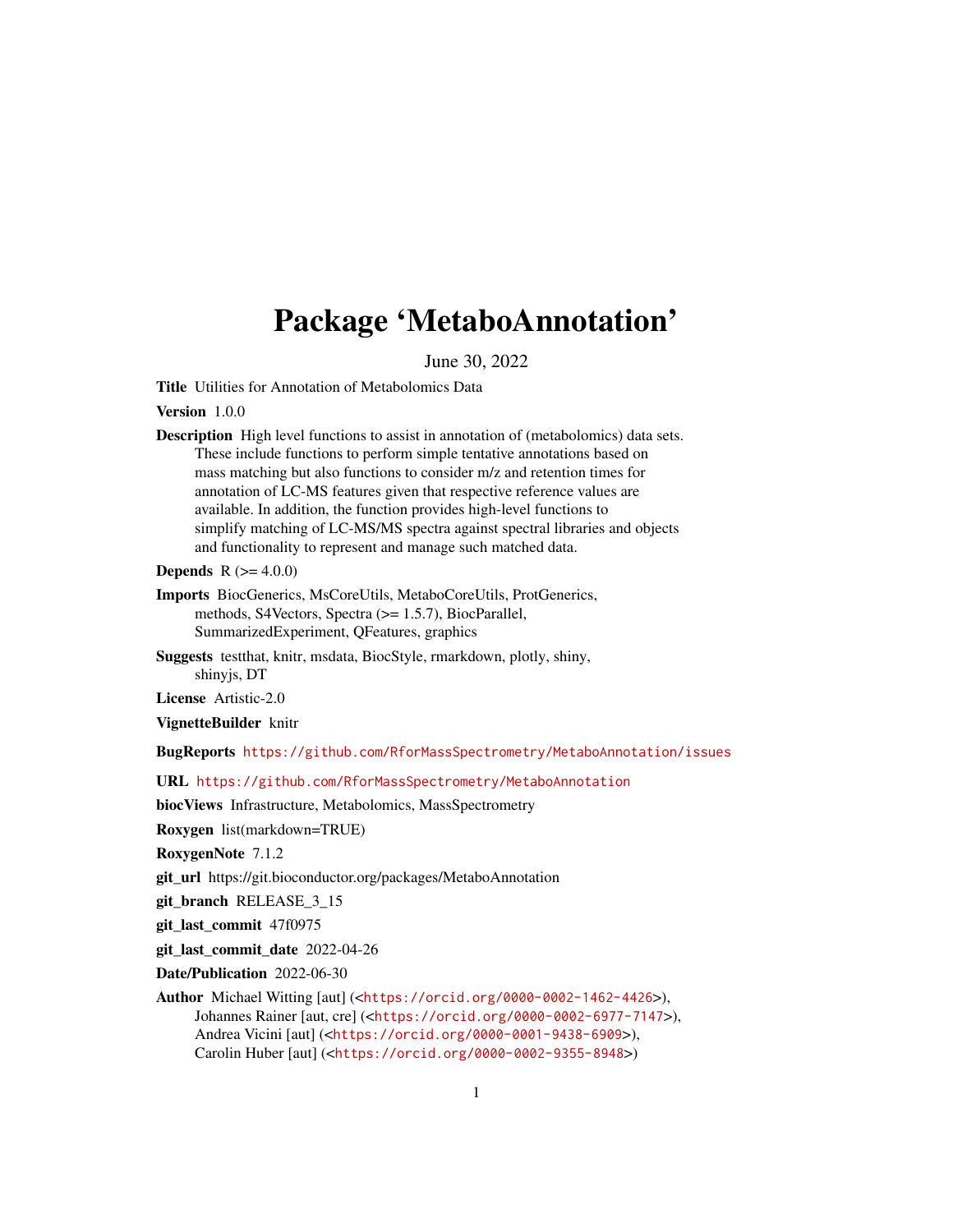# Package 'MetaboAnnotation'

June 30, 2022

**Title** Utilities for Annotation of Metabolomics Data

**Version** 1.0.0

**Description** High level functions to assist in annotation of (metabolomics) data sets. These include functions to perform simple tentative annotations based on mass matching but also functions to consider m/z and retention times for annotation of LC-MS features given that respective reference values are available. In addition, the function provides high-level functions to simplify matching of LC-MS/MS spectra against spectral libraries and objects and functionality to represent and manage such matched data.

**Depends** R (>= 4.0.0)

**Imports** BiocGenerics, MsCoreUtils, MetaboCoreUtils, ProtGenerics, methods, S4Vectors, Spectra (>= 1.5.7), BiocParallel, SummarizedExperiment, QFeatures, graphics

**Suggests** testthat, knitr, msdata, BiocStyle, rmarkdown, plotly, shiny, shinyjs, DT

**License** Artistic-2.0

**VignetteBuilder** knitr

**BugReports** https://github.com/RforMassSpectrometry/MetaboAnnotation/issues

**URL** https://github.com/RforMassSpectrometry/MetaboAnnotation

**biocViews** Infrastructure, Metabolomics, MassSpectrometry

**Roxygen** list(markdown=TRUE)

**RoxygenNote** 7.1.2

**git_url** https://git.bioconductor.org/packages/MetaboAnnotation

**git_branch** RELEASE_3_15

**git_last_commit** 47f0975

**git_last_commit_date** 2022-04-26

**Date/Publication** 2022-06-30

**Author** Michael Witting [aut] (<https://orcid.org/0000-0002-1462-4426>), Johannes Rainer [aut, cre] (<https://orcid.org/0000-0002-6977-7147>), Andrea Vicini [aut] (<https://orcid.org/0000-0001-9438-6909>), Carolin Huber [aut] (<https://orcid.org/0000-0002-9355-8948>)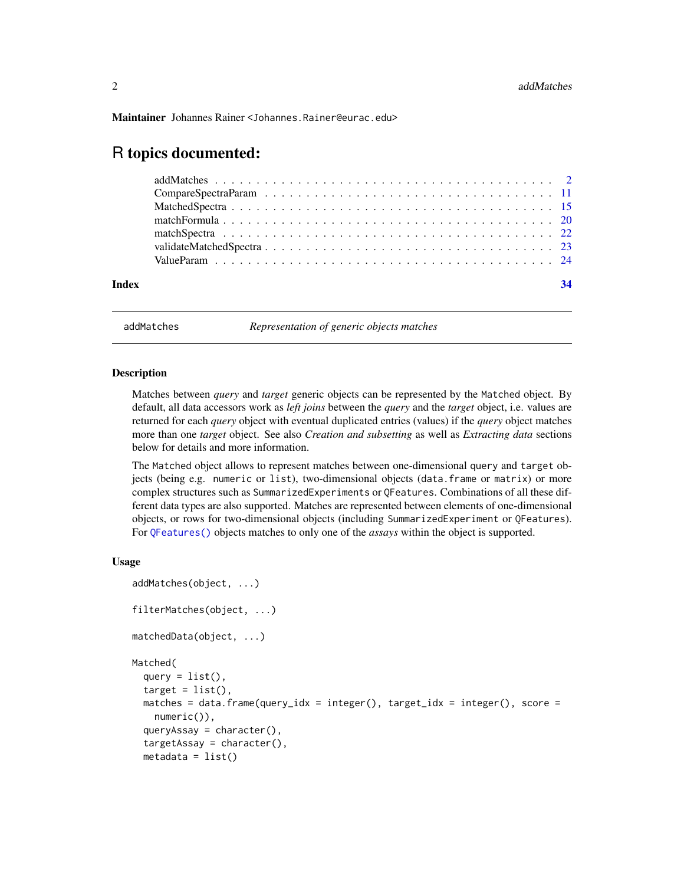**Maintainer** Johannes Rainer <Johannes.Rainer@eurac.edu>

# R topics documented:

- addMatches . . . . . . . . . . . . . . . . . . . . . . . . . . . . . . . . . . . . . . . . . 2
- CompareSpectraParam . . . . . . . . . . . . . . . . . . . . . . . . . . . . . . . . . . 11
- MatchedSpectra . . . . . . . . . . . . . . . . . . . . . . . . . . . . . . . . . . . . . 15
- matchFormula . . . . . . . . . . . . . . . . . . . . . . . . . . . . . . . . . . . . . . 20
- matchSpectra . . . . . . . . . . . . . . . . . . . . . . . . . . . . . . . . . . . . . . 22
- validateMatchedSpectra . . . . . . . . . . . . . . . . . . . . . . . . . . . . . . . . 23
- ValueParam . . . . . . . . . . . . . . . . . . . . . . . . . . . . . . . . . . . . . . . 24

**Index** 34

---

`addMatches` *Representation of generic objects matches*

---

## Description

Matches between *query* and *target* generic objects can be represented by the `Matched` object. By default, all data accessors work as *left joins* between the *query* and the *target* object, i.e. values are returned for each *query* object with eventual duplicated entries (values) if the *query* object matches more than one *target* object. See also *Creation and subsetting* as well as *Extracting data* sections below for details and more information.

The `Matched` object allows to represent matches between one-dimensional `query` and `target` objects (being e.g. `numeric` or `list`), two-dimensional objects (`data.frame` or `matrix`) or more complex structures such as `SummarizedExperiment`s or `QFeatures`. Combinations of all these different data types are also supported. Matches are represented between elements of one-dimensional objects, or rows for two-dimensional objects (including `SummarizedExperiment` or `QFeatures`). For `QFeatures()` objects matches to only one of the *assays* within the object is supported.

## Usage

```
addMatches(object, ...)

filterMatches(object, ...)

matchedData(object, ...)

Matched(
  query = list(),
  target = list(),
  matches = data.frame(query_idx = integer(), target_idx = integer(), score =
    numeric()),
  queryAssay = character(),
  targetAssay = character(),
  metadata = list()
```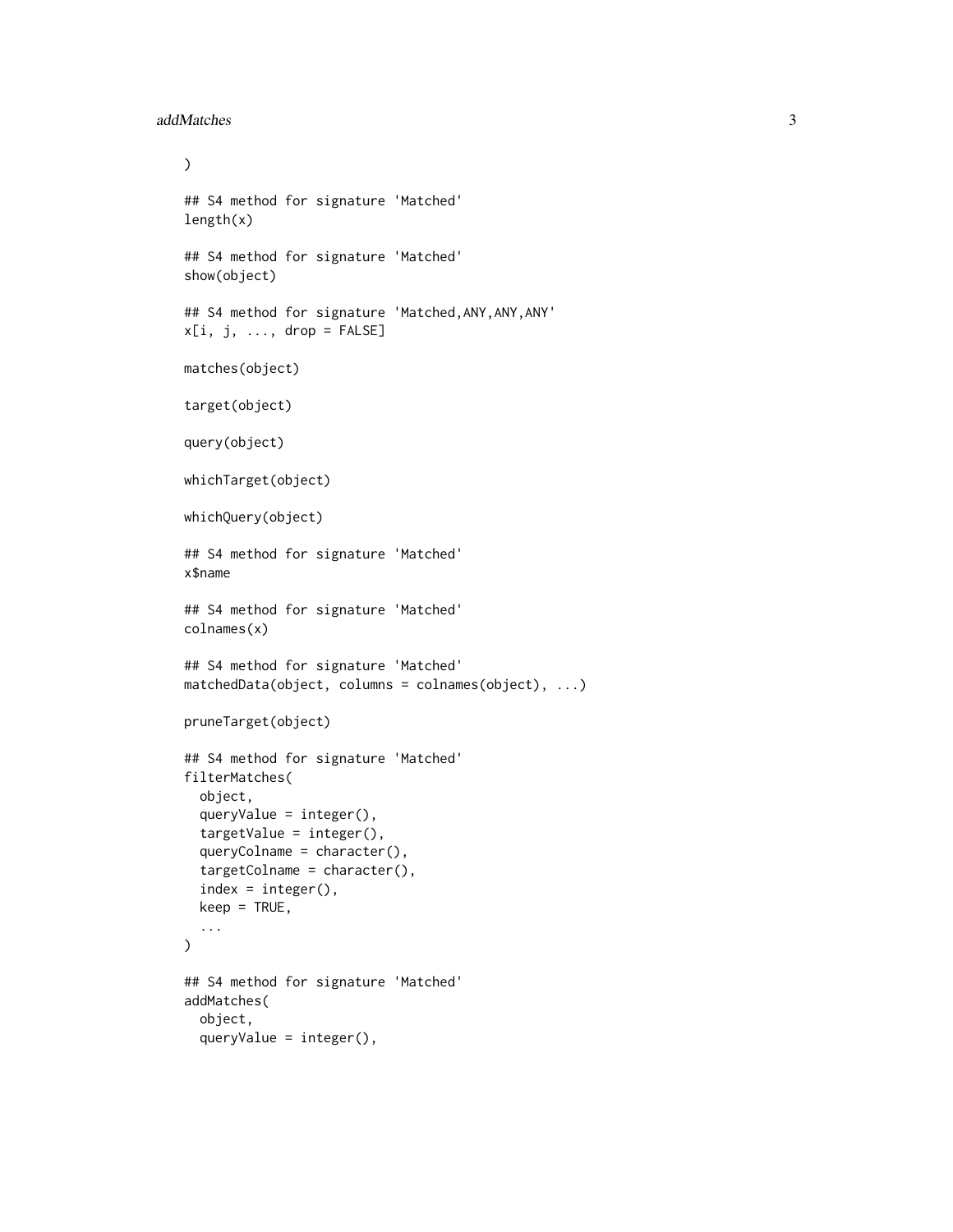```
)

## S4 method for signature 'Matched'
length(x)

## S4 method for signature 'Matched'
show(object)

## S4 method for signature 'Matched,ANY,ANY,ANY'
x[i, j, ..., drop = FALSE]

matches(object)

target(object)

query(object)

whichTarget(object)

whichQuery(object)

## S4 method for signature 'Matched'
x$name

## S4 method for signature 'Matched'
colnames(x)

## S4 method for signature 'Matched'
matchedData(object, columns = colnames(object), ...)

pruneTarget(object)

## S4 method for signature 'Matched'
filterMatches(
  object,
  queryValue = integer(),
  targetValue = integer(),
  queryColname = character(),
  targetColname = character(),
  index = integer(),
  keep = TRUE,
  ...
)

## S4 method for signature 'Matched'
addMatches(
  object,
  queryValue = integer(),
```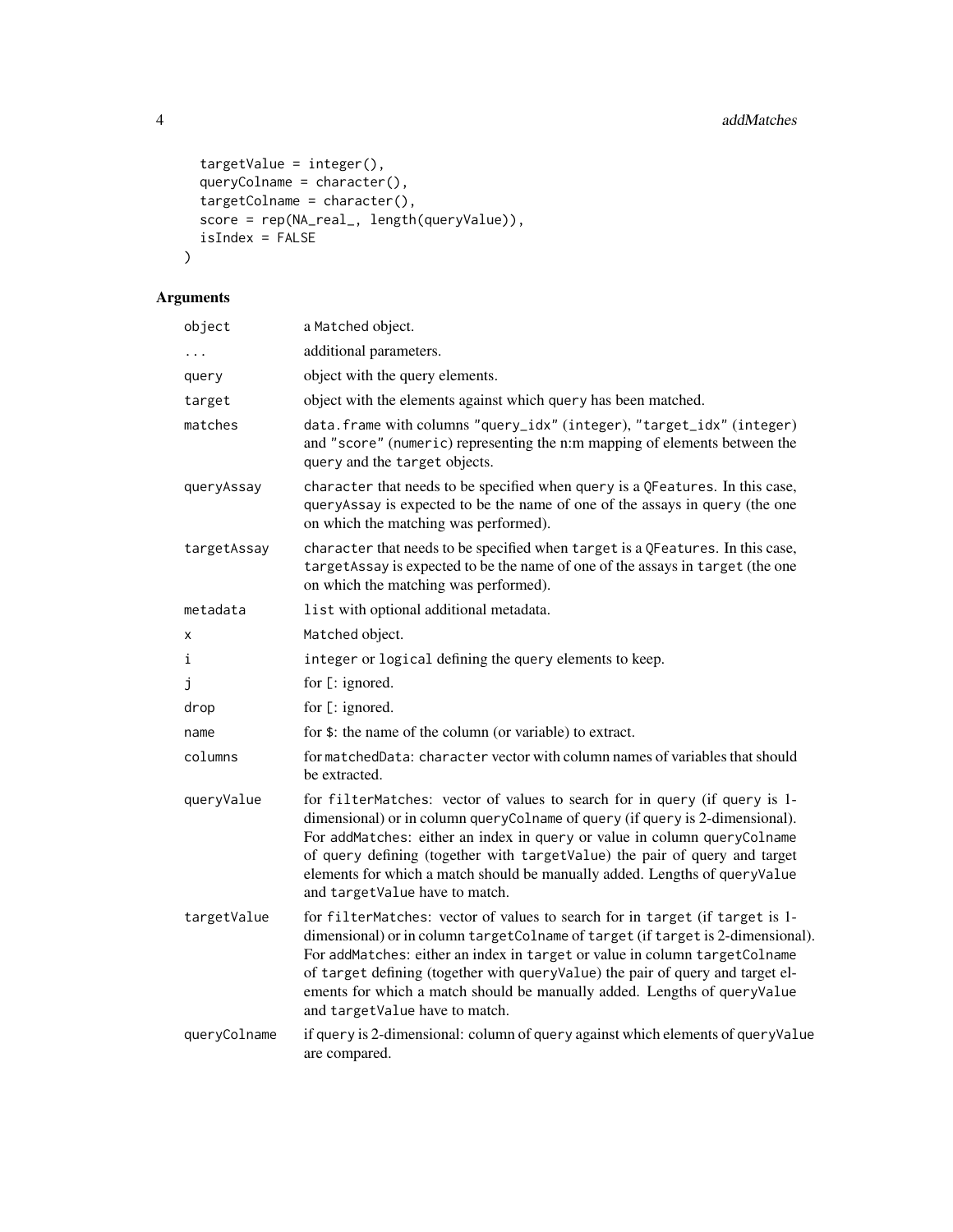```
  targetValue = integer(),
  queryColname = character(),
  targetColname = character(),
  score = rep(NA_real_, length(queryValue)),
  isIndex = FALSE
)
```

## Arguments

| | |
|---|---|
| `object` | a `Matched` object. |
| `...` | additional parameters. |
| `query` | object with the query elements. |
| `target` | object with the elements against which `query` has been matched. |
| `matches` | `data.frame` with columns `"query_idx"` (`integer`), `"target_idx"` (`integer`) and `"score"` (`numeric`) representing the n:m mapping of elements between the `query` and the `target` objects. |
| `queryAssay` | `character` that needs to be specified when `query` is a `QFeatures`. In this case, `queryAssay` is expected to be the name of one of the assays in `query` (the one on which the matching was performed). |
| `targetAssay` | `character` that needs to be specified when `target` is a `QFeatures`. In this case, `targetAssay` is expected to be the name of one of the assays in `target` (the one on which the matching was performed). |
| `metadata` | `list` with optional additional metadata. |
| `x` | `Matched` object. |
| `i` | `integer` or `logical` defining the `query` elements to keep. |
| `j` | for `[`: ignored. |
| `drop` | for `[`: ignored. |
| `name` | for `$`: the name of the column (or variable) to extract. |
| `columns` | for `matchedData`: `character` vector with column names of variables that should be extracted. |
| `queryValue` | for `filterMatches`: vector of values to search for in `query` (if `query` is 1-dimensional) or in column `queryColname` of `query` (if `query` is 2-dimensional). For `addMatches`: either an index in `query` or value in column `queryColname` of `query` defining (together with `targetValue`) the pair of query and target elements for which a match should be manually added. Lengths of `queryValue` and `targetValue` have to match. |
| `targetValue` | for `filterMatches`: vector of values to search for in `target` (if `target` is 1-dimensional) or in column `targetColname` of `target` (if `target` is 2-dimensional). For `addMatches`: either an index in `target` or value in column `targetColname` of `target` defining (together with `queryValue`) the pair of query and target elements for which a match should be manually added. Lengths of `queryValue` and `targetValue` have to match. |
| `queryColname` | if `query` is 2-dimensional: column of `query` against which elements of `queryValue` are compared. |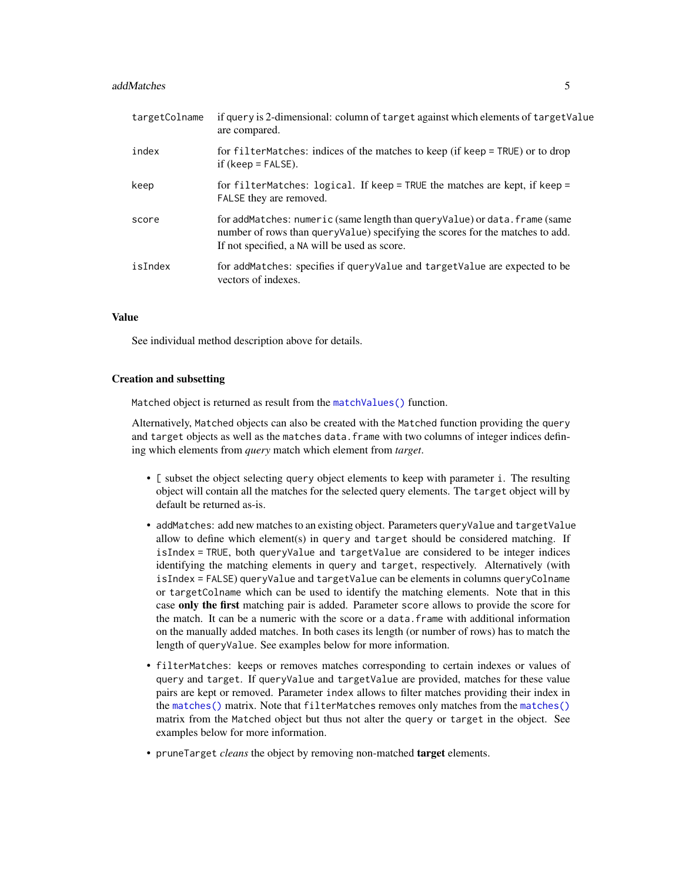| | |
|---|---|
| `targetColname` | if `query` is 2-dimensional: column of `target` against which elements of `targetValue` are compared. |
| `index` | for `filterMatches`: indices of the matches to keep (if `keep = TRUE`) or to drop if (`keep = FALSE`). |
| `keep` | for `filterMatches`: `logical`. If `keep = TRUE` the matches are kept, if `keep = FALSE` they are removed. |
| `score` | for `addMatches`: `numeric` (same length than `queryValue`) or `data.frame` (same number of rows than `queryValue`) specifying the scores for the matches to add. If not specified, a `NA` will be used as score. |
| `isIndex` | for `addMatches`: specifies if `queryValue` and `targetValue` are expected to be vectors of indexes. |

### Value

See individual method description above for details.

### Creation and subsetting

`Matched` object is returned as result from the `matchValues()` function.

Alternatively, `Matched` objects can also be created with the `Matched` function providing the `query` and `target` objects as well as the `matches` `data.frame` with two columns of integer indices defining which elements from *query* match which element from *target*.

- `[` subset the object selecting `query` object elements to keep with parameter `i`. The resulting object will contain all the matches for the selected query elements. The `target` object will by default be returned as-is.
- `addMatches`: add new matches to an existing object. Parameters `queryValue` and `targetValue` allow to define which element(s) in `query` and `target` should be considered matching. If `isIndex = TRUE`, both `queryValue` and `targetValue` are considered to be integer indices identifying the matching elements in `query` and `target`, respectively. Alternatively (with `isIndex = FALSE`) `queryValue` and `targetValue` can be elements in columns `queryColname` or `targetColname` which can be used to identify the matching elements. Note that in this case **only the first** matching pair is added. Parameter `score` allows to provide the score for the match. It can be a numeric with the score or a `data.frame` with additional information on the manually added matches. In both cases its length (or number of rows) has to match the length of `queryValue`. See examples below for more information.
- `filterMatches`: keeps or removes matches corresponding to certain indexes or values of `query` and `target`. If `queryValue` and `targetValue` are provided, matches for these value pairs are kept or removed. Parameter `index` allows to filter matches providing their index in the `matches()` matrix. Note that `filterMatches` removes only matches from the `matches()` matrix from the `Matched` object but thus not alter the `query` or `target` in the object. See examples below for more information.
- `pruneTarget` *cleans* the object by removing non-matched **target** elements.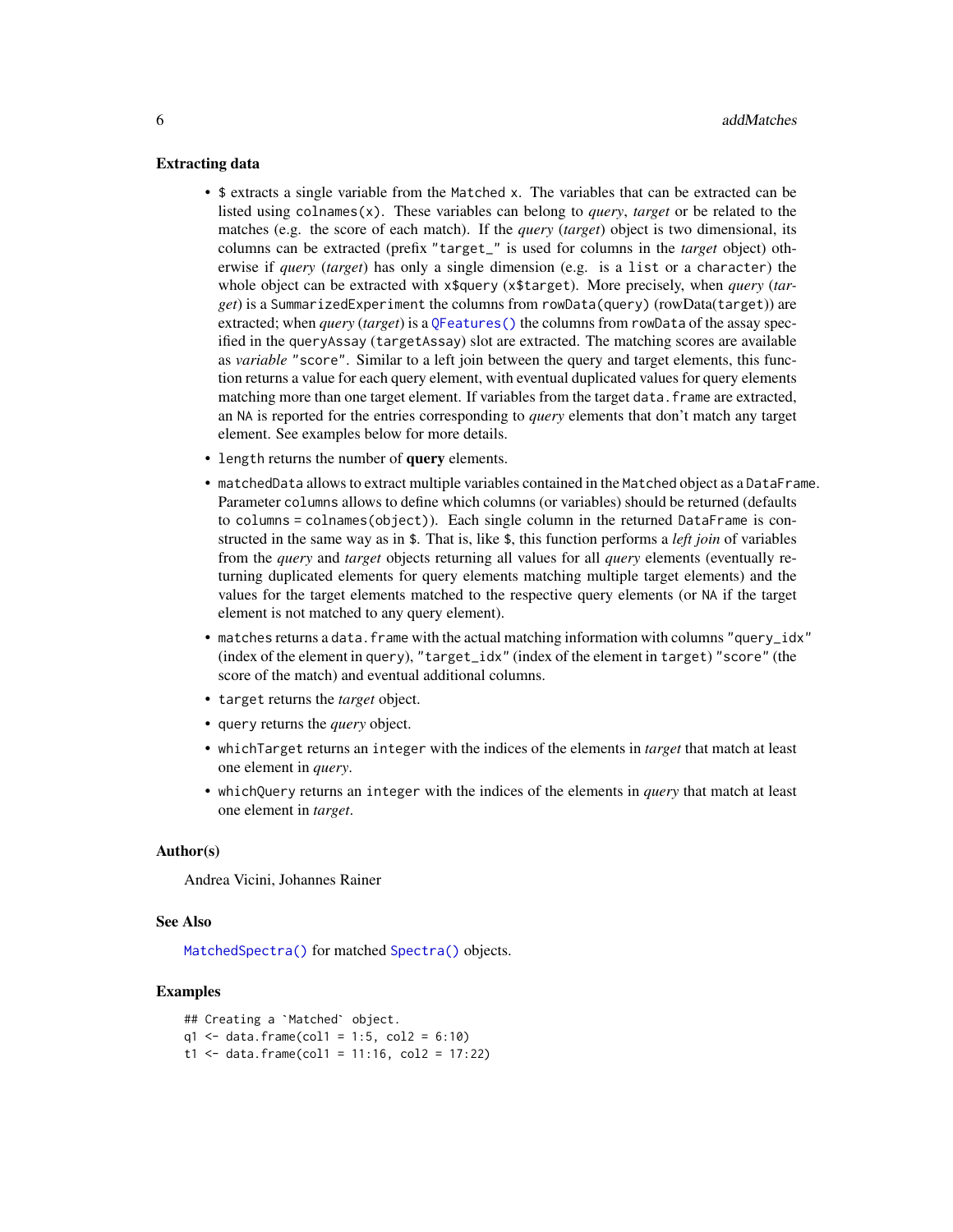### Extracting data

- `$` extracts a single variable from the `Matched` `x`. The variables that can be extracted can be listed using `colnames(x)`. These variables can belong to *query*, *target* or be related to the matches (e.g. the score of each match). If the *query* (*target*) object is two dimensional, its columns can be extracted (prefix `"target_"` is used for columns in the *target* object) otherwise if *query* (*target*) has only a single dimension (e.g. is a `list` or a `character`) the whole object can be extracted with `x$query` (`x$target`). More precisely, when *query* (*target*) is a `SummarizedExperiment` the columns from `rowData(query)` (`rowData(target)`) are extracted; when *query* (*target*) is a `QFeatures()` the columns from `rowData` of the assay specified in the `queryAssay` (`targetAssay`) slot are extracted. The matching scores are available as *variable* `"score"`. Similar to a left join between the query and target elements, this function returns a value for each query element, with eventual duplicated values for query elements matching more than one target element. If variables from the target `data.frame` are extracted, an `NA` is reported for the entries corresponding to *query* elements that don't match any target element. See examples below for more details.
- `length` returns the number of **query** elements.
- `matchedData` allows to extract multiple variables contained in the `Matched` object as a `DataFrame`. Parameter `columns` allows to define which columns (or variables) should be returned (defaults to `columns = colnames(object)`). Each single column in the returned `DataFrame` is constructed in the same way as in `$`. That is, like `$`, this function performs a *left join* of variables from the *query* and *target* objects returning all values for all *query* elements (eventually returning duplicated elements for query elements matching multiple target elements) and the values for the target elements matched to the respective query elements (or `NA` if the target element is not matched to any query element).
- `matches` returns a `data.frame` with the actual matching information with columns `"query_idx"` (index of the element in `query`), `"target_idx"` (index of the element in `target`) `"score"` (the score of the match) and eventual additional columns.
- `target` returns the *target* object.
- `query` returns the *query* object.
- `whichTarget` returns an `integer` with the indices of the elements in *target* that match at least one element in *query*.
- `whichQuery` returns an `integer` with the indices of the elements in *query* that match at least one element in *target*.

### Author(s)

Andrea Vicini, Johannes Rainer

### See Also

`MatchedSpectra()` for matched `Spectra()` objects.

### Examples

```
## Creating a `Matched` object.
q1 <- data.frame(col1 = 1:5, col2 = 6:10)
t1 <- data.frame(col1 = 11:16, col2 = 17:22)
```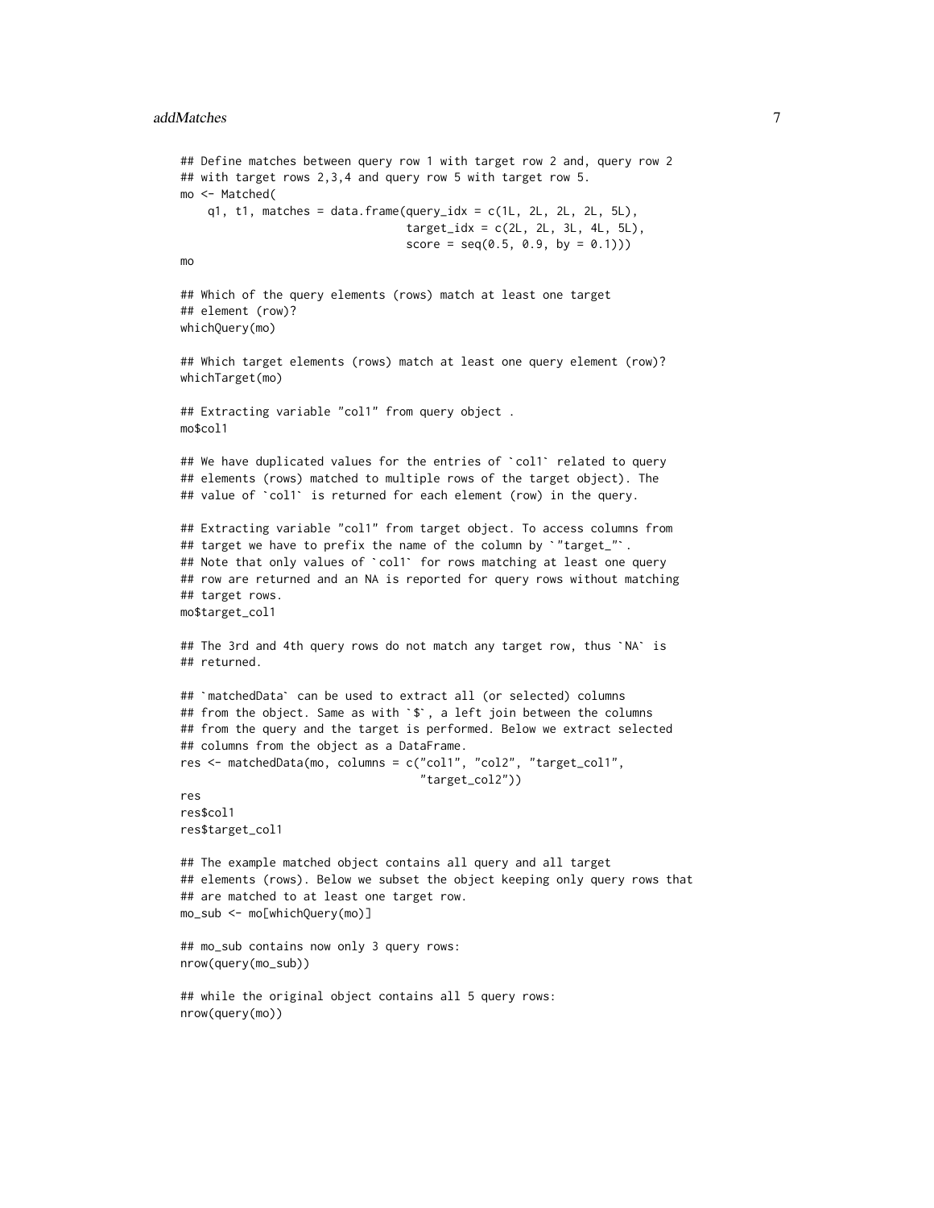```
## Define matches between query row 1 with target row 2 and, query row 2
## with target rows 2,3,4 and query row 5 with target row 5.
mo <- Matched(
    q1, t1, matches = data.frame(query_idx = c(1L, 2L, 2L, 2L, 5L),
                                 target_idx = c(2L, 2L, 3L, 4L, 5L),
                                 score = seq(0.5, 0.9, by = 0.1)))
mo

## Which of the query elements (rows) match at least one target
## element (row)?
whichQuery(mo)

## Which target elements (rows) match at least one query element (row)?
whichTarget(mo)

## Extracting variable "col1" from query object .
mo$col1

## We have duplicated values for the entries of `col1` related to query
## elements (rows) matched to multiple rows of the target object). The
## value of `col1` is returned for each element (row) in the query.

## Extracting variable "col1" from target object. To access columns from
## target we have to prefix the name of the column by `"target_"`.
## Note that only values of `col1` for rows matching at least one query
## row are returned and an NA is reported for query rows without matching
## target rows.
mo$target_col1

## The 3rd and 4th query rows do not match any target row, thus `NA` is
## returned.

## `matchedData` can be used to extract all (or selected) columns
## from the object. Same as with `$`, a left join between the columns
## from the query and the target is performed. Below we extract selected
## columns from the object as a DataFrame.
res <- matchedData(mo, columns = c("col1", "col2", "target_col1",
                                   "target_col2"))
res
res$col1
res$target_col1

## The example matched object contains all query and all target
## elements (rows). Below we subset the object keeping only query rows that
## are matched to at least one target row.
mo_sub <- mo[whichQuery(mo)]

## mo_sub contains now only 3 query rows:
nrow(query(mo_sub))

## while the original object contains all 5 query rows:
nrow(query(mo))
```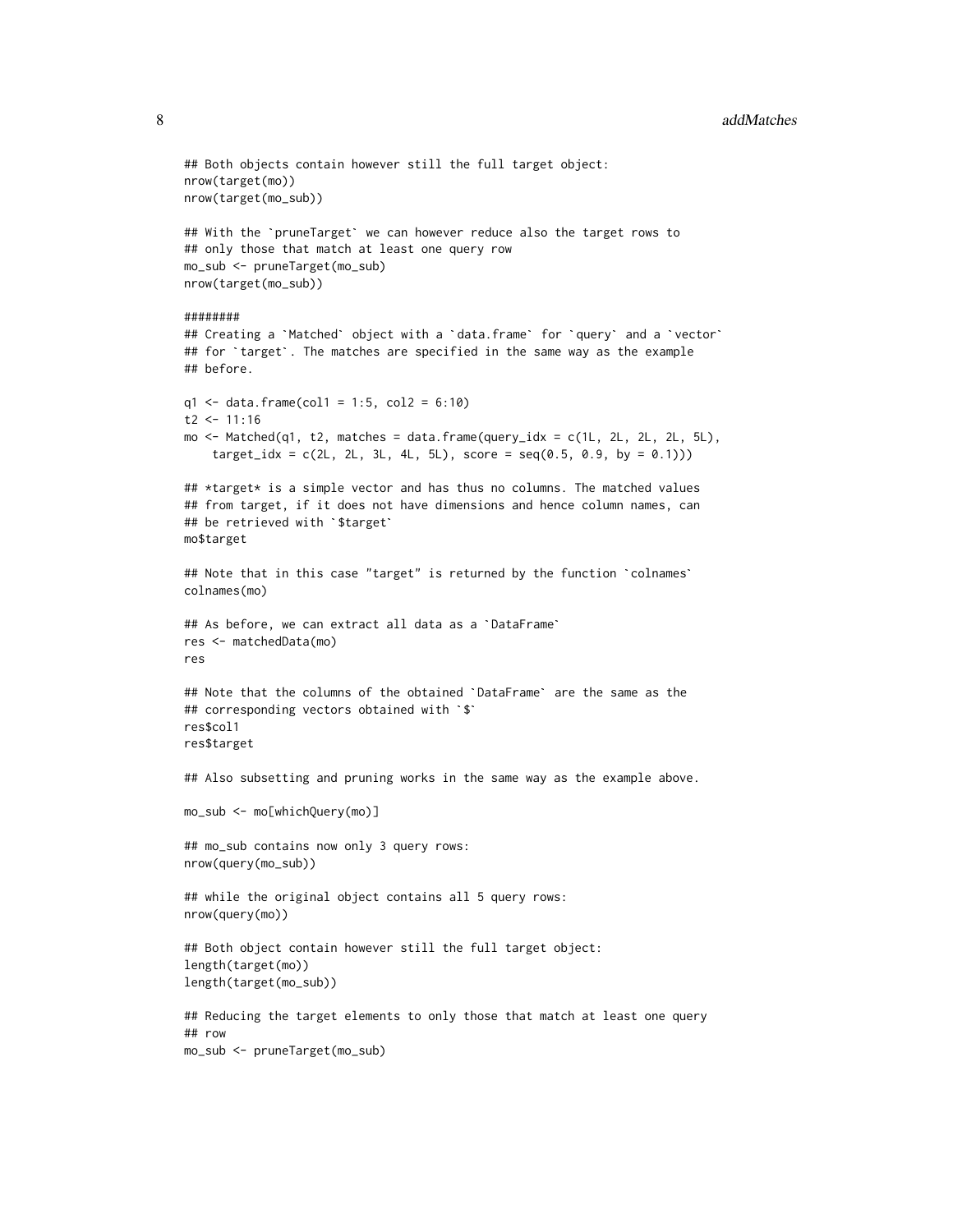```
## Both objects contain however still the full target object:
nrow(target(mo))
nrow(target(mo_sub))

## With the `pruneTarget` we can however reduce also the target rows to
## only those that match at least one query row
mo_sub <- pruneTarget(mo_sub)
nrow(target(mo_sub))

########
## Creating a `Matched` object with a `data.frame` for `query` and a `vector`
## for `target`. The matches are specified in the same way as the example
## before.

q1 <- data.frame(col1 = 1:5, col2 = 6:10)
t2 <- 11:16
mo <- Matched(q1, t2, matches = data.frame(query_idx = c(1L, 2L, 2L, 2L, 5L),
    target_idx = c(2L, 2L, 3L, 4L, 5L), score = seq(0.5, 0.9, by = 0.1)))

## *target* is a simple vector and has thus no columns. The matched values
## from target, if it does not have dimensions and hence column names, can
## be retrieved with `$target`
mo$target

## Note that in this case "target" is returned by the function `colnames`
colnames(mo)

## As before, we can extract all data as a `DataFrame`
res <- matchedData(mo)
res

## Note that the columns of the obtained `DataFrame` are the same as the
## corresponding vectors obtained with `$`
res$col1
res$target

## Also subsetting and pruning works in the same way as the example above.

mo_sub <- mo[whichQuery(mo)]

## mo_sub contains now only 3 query rows:
nrow(query(mo_sub))

## while the original object contains all 5 query rows:
nrow(query(mo))

## Both object contain however still the full target object:
length(target(mo))
length(target(mo_sub))

## Reducing the target elements to only those that match at least one query
## row
mo_sub <- pruneTarget(mo_sub)
```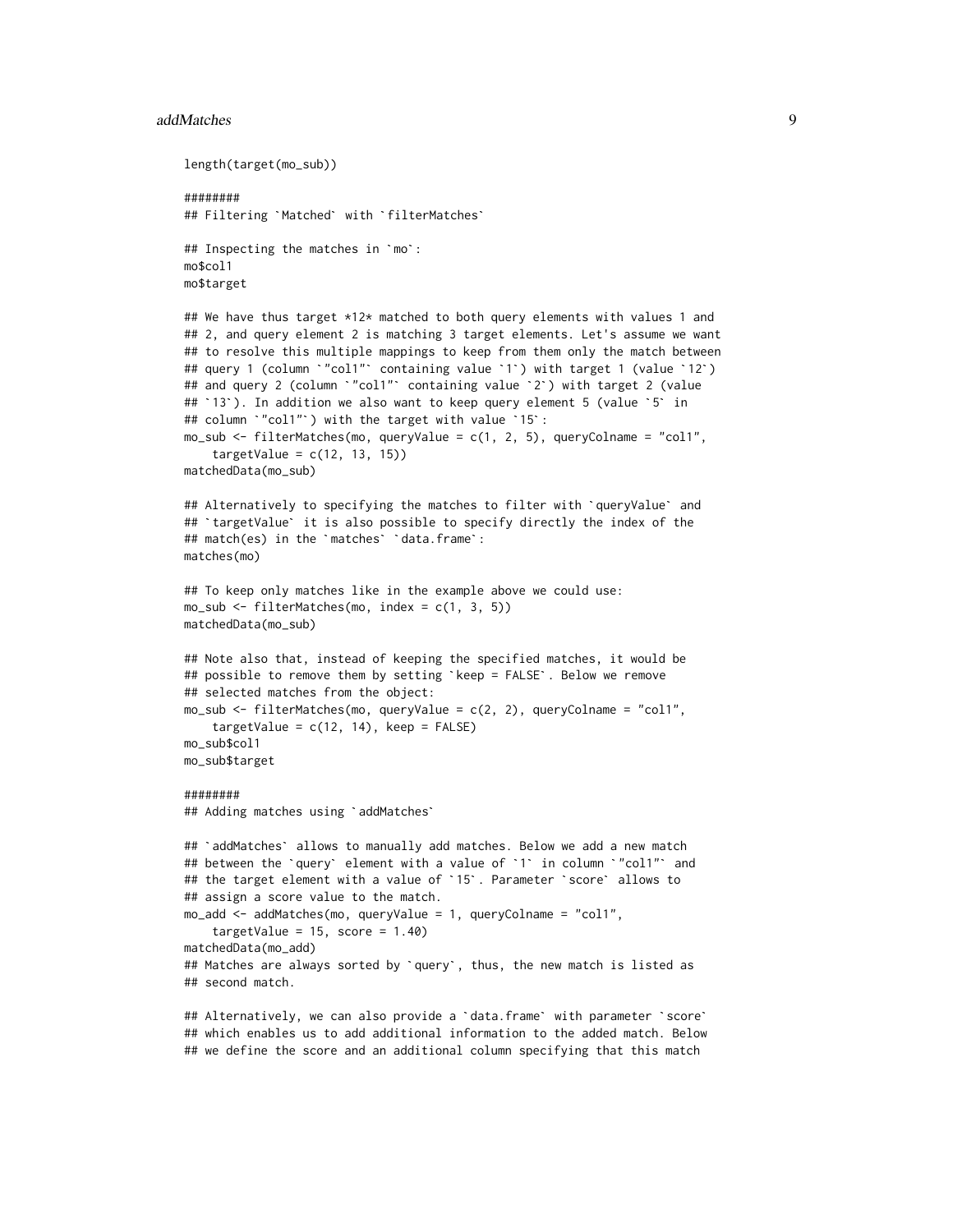```
length(target(mo_sub))

########
## Filtering `Matched` with `filterMatches`

## Inspecting the matches in `mo`:
mo$col1
mo$target

## We have thus target *12* matched to both query elements with values 1 and
## 2, and query element 2 is matching 3 target elements. Let's assume we want
## to resolve this multiple mappings to keep from them only the match between
## query 1 (column `"col1"` containing value `1`) with target 1 (value `12`)
## and query 2 (column `"col1"` containing value `2`) with target 2 (value
## `13`). In addition we also want to keep query element 5 (value `5` in
## column `"col1"`) with the target with value `15`:
mo_sub <- filterMatches(mo, queryValue = c(1, 2, 5), queryColname = "col1",
    targetValue = c(12, 13, 15))
matchedData(mo_sub)

## Alternatively to specifying the matches to filter with `queryValue` and
## `targetValue` it is also possible to specify directly the index of the
## match(es) in the `matches` `data.frame`:
matches(mo)

## To keep only matches like in the example above we could use:
mo_sub <- filterMatches(mo, index = c(1, 3, 5))
matchedData(mo_sub)

## Note also that, instead of keeping the specified matches, it would be
## possible to remove them by setting `keep = FALSE`. Below we remove
## selected matches from the object:
mo_sub <- filterMatches(mo, queryValue = c(2, 2), queryColname = "col1",
    targetValue = c(12, 14), keep = FALSE)
mo_sub$col1
mo_sub$target

########
## Adding matches using `addMatches`

## `addMatches` allows to manually add matches. Below we add a new match
## between the `query` element with a value of `1` in column `"col1"` and
## the target element with a value of `15`. Parameter `score` allows to
## assign a score value to the match.
mo_add <- addMatches(mo, queryValue = 1, queryColname = "col1",
    targetValue = 15, score = 1.40)
matchedData(mo_add)
## Matches are always sorted by `query`, thus, the new match is listed as
## second match.

## Alternatively, we can also provide a `data.frame` with parameter `score`
## which enables us to add additional information to the added match. Below
## we define the score and an additional column specifying that this match
```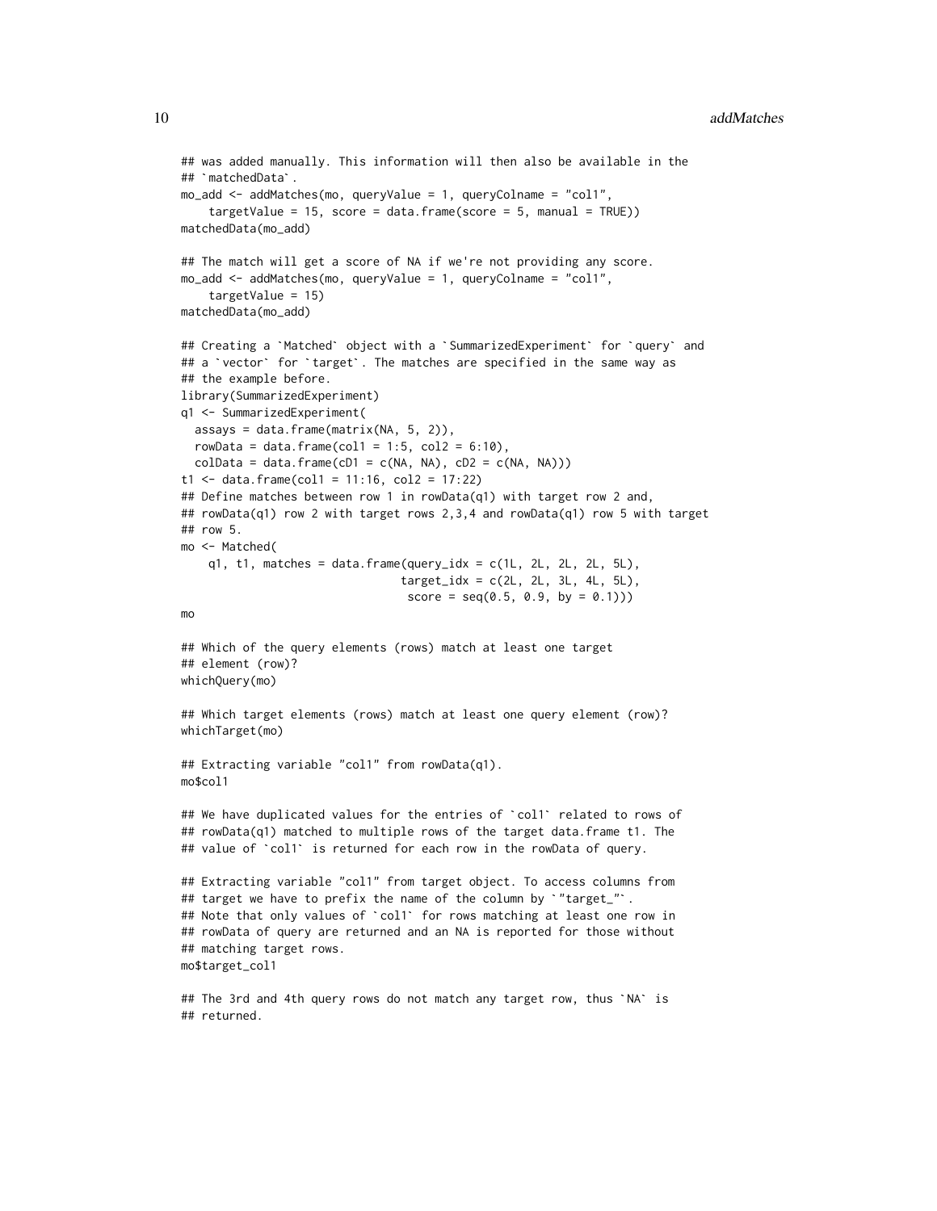```
## was added manually. This information will then also be available in the
## `matchedData`.
mo_add <- addMatches(mo, queryValue = 1, queryColname = "col1",
    targetValue = 15, score = data.frame(score = 5, manual = TRUE))
matchedData(mo_add)

## The match will get a score of NA if we're not providing any score.
mo_add <- addMatches(mo, queryValue = 1, queryColname = "col1",
    targetValue = 15)
matchedData(mo_add)

## Creating a `Matched` object with a `SummarizedExperiment` for `query` and
## a `vector` for `target`. The matches are specified in the same way as
## the example before.
library(SummarizedExperiment)
q1 <- SummarizedExperiment(
  assays = data.frame(matrix(NA, 5, 2)),
  rowData = data.frame(col1 = 1:5, col2 = 6:10),
  colData = data.frame(cD1 = c(NA, NA), cD2 = c(NA, NA)))
t1 <- data.frame(col1 = 11:16, col2 = 17:22)
## Define matches between row 1 in rowData(q1) with target row 2 and,
## rowData(q1) row 2 with target rows 2,3,4 and rowData(q1) row 5 with target
## row 5.
mo <- Matched(
    q1, t1, matches = data.frame(query_idx = c(1L, 2L, 2L, 2L, 5L),
                                 target_idx = c(2L, 2L, 3L, 4L, 5L),
                                  score = seq(0.5, 0.9, by = 0.1)))
mo

## Which of the query elements (rows) match at least one target
## element (row)?
whichQuery(mo)

## Which target elements (rows) match at least one query element (row)?
whichTarget(mo)

## Extracting variable "col1" from rowData(q1).
mo$col1

## We have duplicated values for the entries of `col1` related to rows of
## rowData(q1) matched to multiple rows of the target data.frame t1. The
## value of `col1` is returned for each row in the rowData of query.

## Extracting variable "col1" from target object. To access columns from
## target we have to prefix the name of the column by `"target_"`.
## Note that only values of `col1` for rows matching at least one row in
## rowData of query are returned and an NA is reported for those without
## matching target rows.
mo$target_col1

## The 3rd and 4th query rows do not match any target row, thus `NA` is
## returned.
```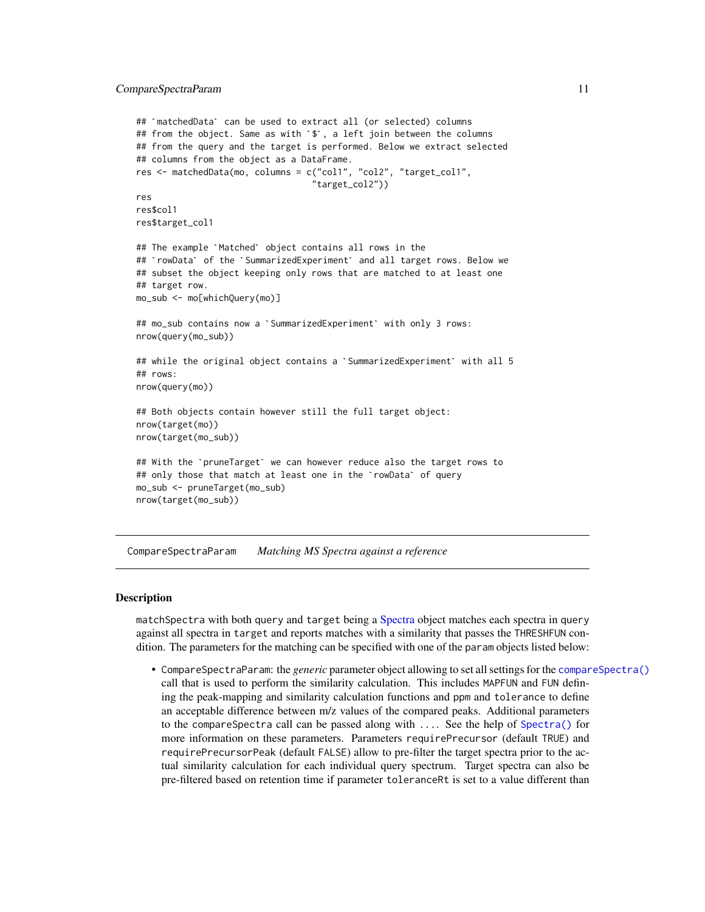```r
## `matchedData` can be used to extract all (or selected) columns
## from the object. Same as with `$`, a left join between the columns
## from the query and the target is performed. Below we extract selected
## columns from the object as a DataFrame.
res <- matchedData(mo, columns = c("col1", "col2", "target_col1",
                                   "target_col2"))
res
res$col1
res$target_col1

## The example `Matched` object contains all rows in the
## `rowData` of the `SummarizedExperiment` and all target rows. Below we
## subset the object keeping only rows that are matched to at least one
## target row.
mo_sub <- mo[whichQuery(mo)]

## mo_sub contains now a `SummarizedExperiment` with only 3 rows:
nrow(query(mo_sub))

## while the original object contains a `SummarizedExperiment` with all 5
## rows:
nrow(query(mo))

## Both objects contain however still the full target object:
nrow(target(mo))
nrow(target(mo_sub))

## With the `pruneTarget` we can however reduce also the target rows to
## only those that match at least one in the `rowData` of query
mo_sub <- pruneTarget(mo_sub)
nrow(target(mo_sub))
```

---

CompareSpectraParam *Matching MS Spectra against a reference*

---

## Description

`matchSpectra` with both `query` and `target` being a Spectra object matches each spectra in `query` against all spectra in `target` and reports matches with a similarity that passes the `THRESHFUN` condition. The parameters for the matching can be specified with one of the `param` objects listed below:

- `CompareSpectraParam`: the *generic* parameter object allowing to set all settings for the `compareSpectra()` call that is used to perform the similarity calculation. This includes `MAPFUN` and `FUN` defining the peak-mapping and similarity calculation functions and `ppm` and `tolerance` to define an acceptable difference between m/z values of the compared peaks. Additional parameters to the `compareSpectra` call can be passed along with `...`. See the help of `Spectra()` for more information on these parameters. Parameters `requirePrecursor` (default `TRUE`) and `requirePrecursorPeak` (default `FALSE`) allow to pre-filter the target spectra prior to the actual similarity calculation for each individual query spectrum. Target spectra can also be pre-filtered based on retention time if parameter `toleranceRt` is set to a value different than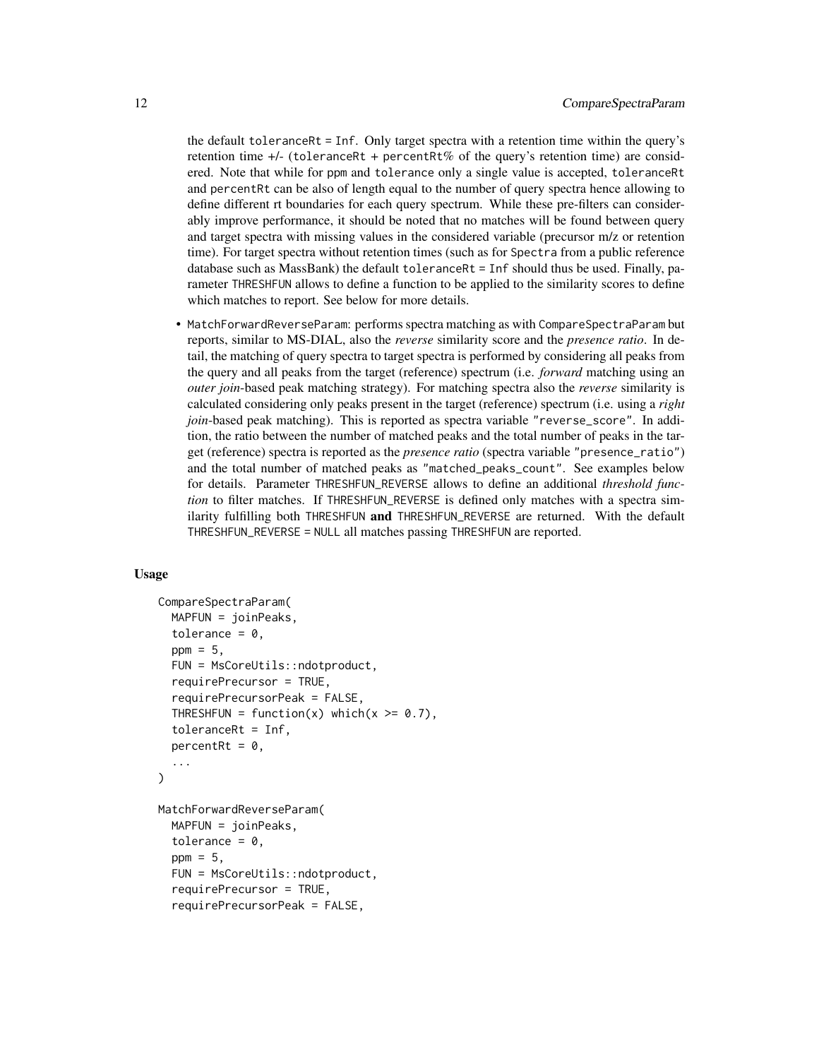the default `toleranceRt = Inf`. Only target spectra with a retention time within the query's retention time +/- (`toleranceRt` + `percentRt`% of the query's retention time) are considered. Note that while for `ppm` and `tolerance` only a single value is accepted, `toleranceRt` and `percentRt` can be also of length equal to the number of query spectra hence allowing to define different rt boundaries for each query spectrum. While these pre-filters can considerably improve performance, it should be noted that no matches will be found between query and target spectra with missing values in the considered variable (precursor m/z or retention time). For target spectra without retention times (such as for `Spectra` from a public reference database such as MassBank) the default `toleranceRt = Inf` should thus be used. Finally, parameter `THRESHFUN` allows to define a function to be applied to the similarity scores to define which matches to report. See below for more details.

- `MatchForwardReverseParam`: performs spectra matching as with `CompareSpectraParam` but reports, similar to MS-DIAL, also the *reverse* similarity score and the *presence ratio*. In detail, the matching of query spectra to target spectra is performed by considering all peaks from the query and all peaks from the target (reference) spectrum (i.e. *forward* matching using an *outer join*-based peak matching strategy). For matching spectra also the *reverse* similarity is calculated considering only peaks present in the target (reference) spectrum (i.e. using a *right join*-based peak matching). This is reported as spectra variable `"reverse_score"`. In addition, the ratio between the number of matched peaks and the total number of peaks in the target (reference) spectra is reported as the *presence ratio* (spectra variable `"presence_ratio"`) and the total number of matched peaks as `"matched_peaks_count"`. See examples below for details. Parameter `THRESHFUN_REVERSE` allows to define an additional *threshold function* to filter matches. If `THRESHFUN_REVERSE` is defined only matches with a spectra similarity fulfilling both `THRESHFUN` **and** `THRESHFUN_REVERSE` are returned. With the default `THRESHFUN_REVERSE = NULL` all matches passing `THRESHFUN` are reported.

## Usage

```
CompareSpectraParam(
  MAPFUN = joinPeaks,
  tolerance = 0,
  ppm = 5,
  FUN = MsCoreUtils::ndotproduct,
  requirePrecursor = TRUE,
  requirePrecursorPeak = FALSE,
  THRESHFUN = function(x) which(x >= 0.7),
  toleranceRt = Inf,
  percentRt = 0,
  ...
)

MatchForwardReverseParam(
  MAPFUN = joinPeaks,
  tolerance = 0,
  ppm = 5,
  FUN = MsCoreUtils::ndotproduct,
  requirePrecursor = TRUE,
  requirePrecursorPeak = FALSE,
```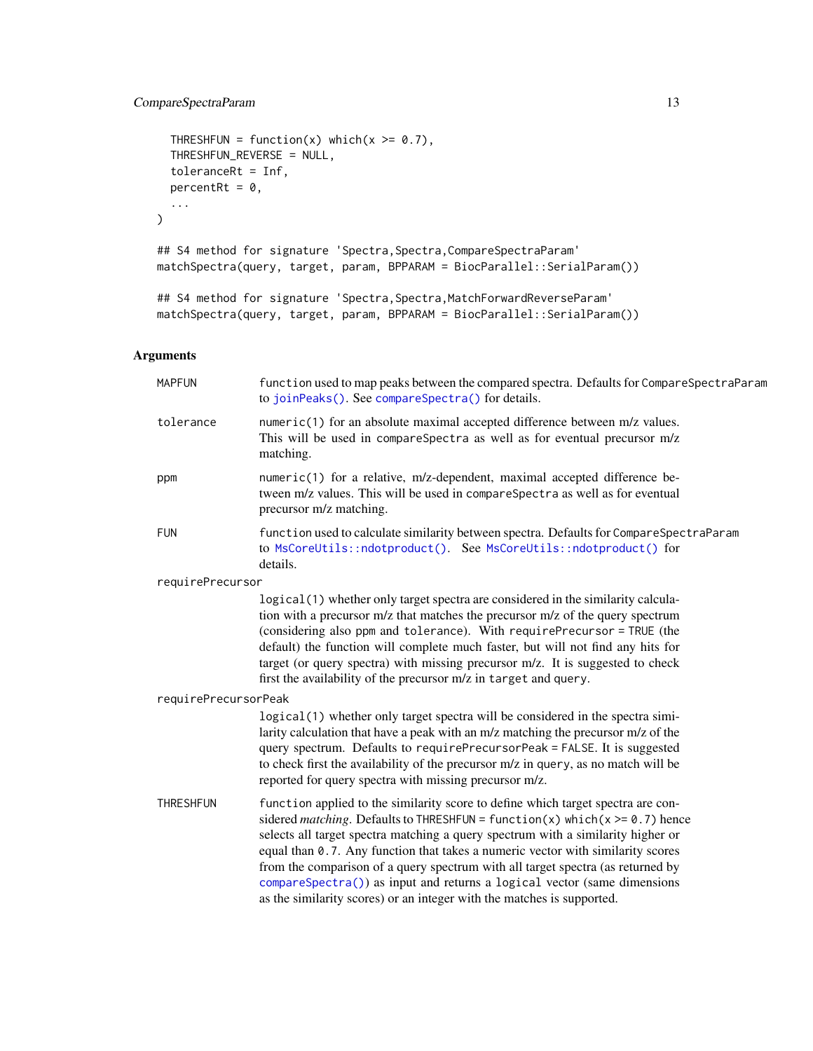```
  THRESHFUN = function(x) which(x >= 0.7),
  THRESHFUN_REVERSE = NULL,
  toleranceRt = Inf,
  percentRt = 0,
  ...
)

## S4 method for signature 'Spectra,Spectra,CompareSpectraParam'
matchSpectra(query, target, param, BPPARAM = BiocParallel::SerialParam())

## S4 method for signature 'Spectra,Spectra,MatchForwardReverseParam'
matchSpectra(query, target, param, BPPARAM = BiocParallel::SerialParam())
```

## Arguments

**MAPFUN**
: `function` used to map peaks between the compared spectra. Defaults for `CompareSpectraParam` to `joinPeaks()`. See `compareSpectra()` for details.

**tolerance**
: `numeric(1)` for an absolute maximal accepted difference between m/z values. This will be used in `compareSpectra` as well as for eventual precursor m/z matching.

**ppm**
: `numeric(1)` for a relative, m/z-dependent, maximal accepted difference between m/z values. This will be used in `compareSpectra` as well as for eventual precursor m/z matching.

**FUN**
: `function` used to calculate similarity between spectra. Defaults for `CompareSpectraParam` to `MsCoreUtils::ndotproduct()`. See `MsCoreUtils::ndotproduct()` for details.

**requirePrecursor**
: `logical(1)` whether only target spectra are considered in the similarity calculation with a precursor m/z that matches the precursor m/z of the query spectrum (considering also `ppm` and `tolerance`). With `requirePrecursor = TRUE` (the default) the function will complete much faster, but will not find any hits for target (or query spectra) with missing precursor m/z. It is suggested to check first the availability of the precursor m/z in `target` and `query`.

**requirePrecursorPeak**
: `logical(1)` whether only target spectra will be considered in the spectra similarity calculation that have a peak with an m/z matching the precursor m/z of the query spectrum. Defaults to `requirePrecursorPeak = FALSE`. It is suggested to check first the availability of the precursor m/z in `query`, as no match will be reported for query spectra with missing precursor m/z.

**THRESHFUN**
: `function` applied to the similarity score to define which target spectra are considered *matching*. Defaults to `THRESHFUN = function(x) which(x >= 0.7)` hence selects all target spectra matching a query spectrum with a similarity higher or equal than `0.7`. Any function that takes a numeric vector with similarity scores from the comparison of a query spectrum with all target spectra (as returned by `compareSpectra()`) as input and returns a `logical` vector (same dimensions as the similarity scores) or an integer with the matches is supported.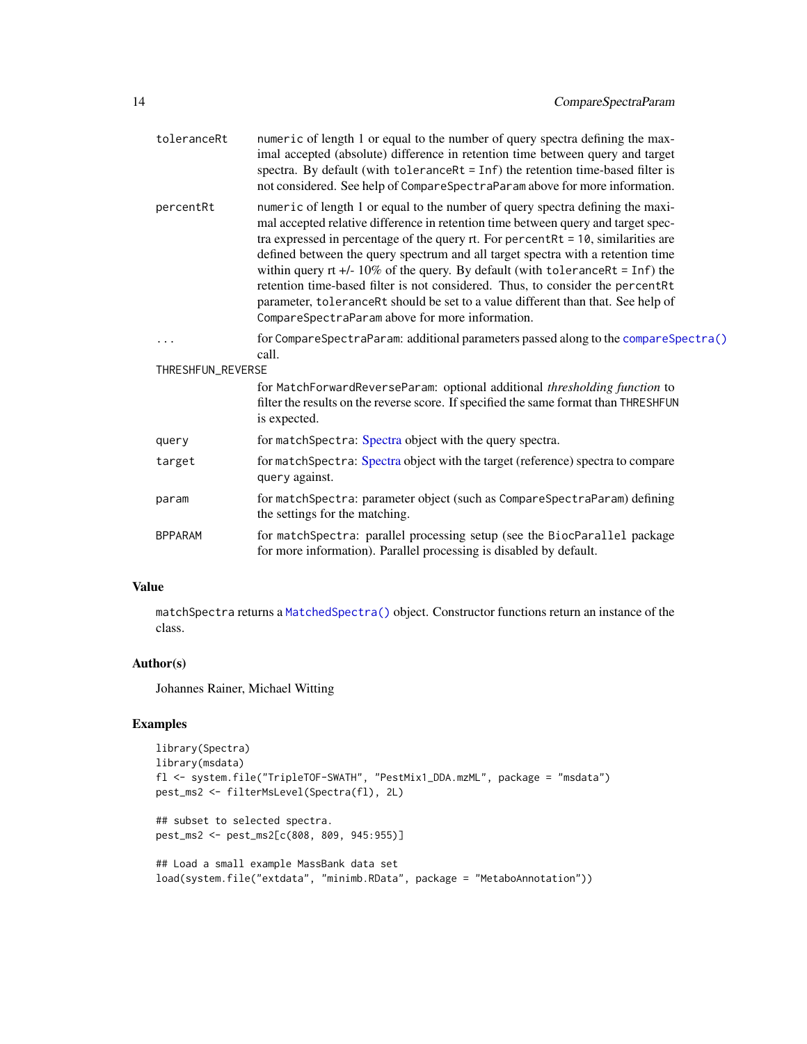- `toleranceRt`: `numeric` of length 1 or equal to the number of query spectra defining the maximal accepted (absolute) difference in retention time between query and target spectra. By default (with `toleranceRt = Inf`) the retention time-based filter is not considered. See help of `CompareSpectraParam` above for more information.
- `percentRt`: `numeric` of length 1 or equal to the number of query spectra defining the maximal accepted relative difference in retention time between query and target spectra expressed in percentage of the query rt. For `percentRt = 10`, similarities are defined between the query spectrum and all target spectra with a retention time within query rt +/- 10% of the query. By default (with `toleranceRt = Inf`) the retention time-based filter is not considered. Thus, to consider the `percentRt` parameter, `toleranceRt` should be set to a value different than that. See help of `CompareSpectraParam` above for more information.
- `...`: for `CompareSpectraParam`: additional parameters passed along to the `compareSpectra()` call.
- `THRESHFUN_REVERSE`: for `MatchForwardReverseParam`: optional additional *thresholding function* to filter the results on the reverse score. If specified the same format than `THRESHFUN` is expected.
- `query`: for `matchSpectra`: Spectra object with the query spectra.
- `target`: for `matchSpectra`: Spectra object with the target (reference) spectra to compare `query` against.
- `param`: for `matchSpectra`: parameter object (such as `CompareSpectraParam`) defining the settings for the matching.
- `BPPARAM`: for `matchSpectra`: parallel processing setup (see the `BiocParallel` package for more information). Parallel processing is disabled by default.

## Value

`matchSpectra` returns a `MatchedSpectra()` object. Constructor functions return an instance of the class.

## Author(s)

Johannes Rainer, Michael Witting

## Examples

```
library(Spectra)
library(msdata)
fl <- system.file("TripleTOF-SWATH", "PestMix1_DDA.mzML", package = "msdata")
pest_ms2 <- filterMsLevel(Spectra(fl), 2L)

## subset to selected spectra.
pest_ms2 <- pest_ms2[c(808, 809, 945:955)]

## Load a small example MassBank data set
load(system.file("extdata", "minimb.RData", package = "MetaboAnnotation"))
```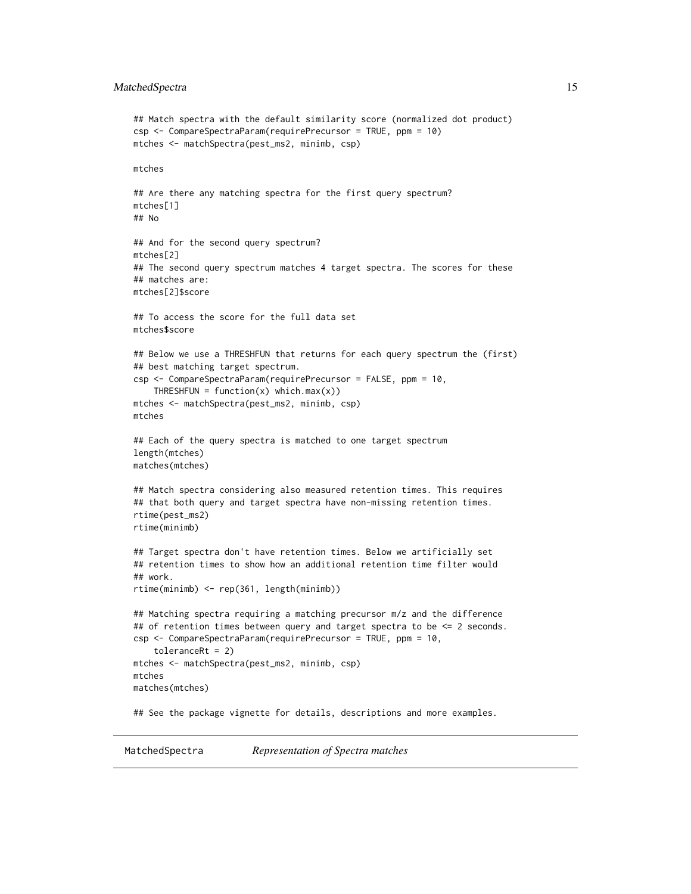```
## Match spectra with the default similarity score (normalized dot product)
csp <- CompareSpectraParam(requirePrecursor = TRUE, ppm = 10)
mtches <- matchSpectra(pest_ms2, minimb, csp)

mtches

## Are there any matching spectra for the first query spectrum?
mtches[1]
## No

## And for the second query spectrum?
mtches[2]
## The second query spectrum matches 4 target spectra. The scores for these
## matches are:
mtches[2]$score

## To access the score for the full data set
mtches$score

## Below we use a THRESHFUN that returns for each query spectrum the (first)
## best matching target spectrum.
csp <- CompareSpectraParam(requirePrecursor = FALSE, ppm = 10,
    THRESHFUN = function(x) which.max(x))
mtches <- matchSpectra(pest_ms2, minimb, csp)
mtches

## Each of the query spectra is matched to one target spectrum
length(mtches)
matches(mtches)

## Match spectra considering also measured retention times. This requires
## that both query and target spectra have non-missing retention times.
rtime(pest_ms2)
rtime(minimb)

## Target spectra don't have retention times. Below we artificially set
## retention times to show how an additional retention time filter would
## work.
rtime(minimb) <- rep(361, length(minimb))

## Matching spectra requiring a matching precursor m/z and the difference
## of retention times between query and target spectra to be <= 2 seconds.
csp <- CompareSpectraParam(requirePrecursor = TRUE, ppm = 10,
    toleranceRt = 2)
mtches <- matchSpectra(pest_ms2, minimb, csp)
mtches
matches(mtches)

## See the package vignette for details, descriptions and more examples.
```

---

## MatchedSpectra *Representation of Spectra matches*

---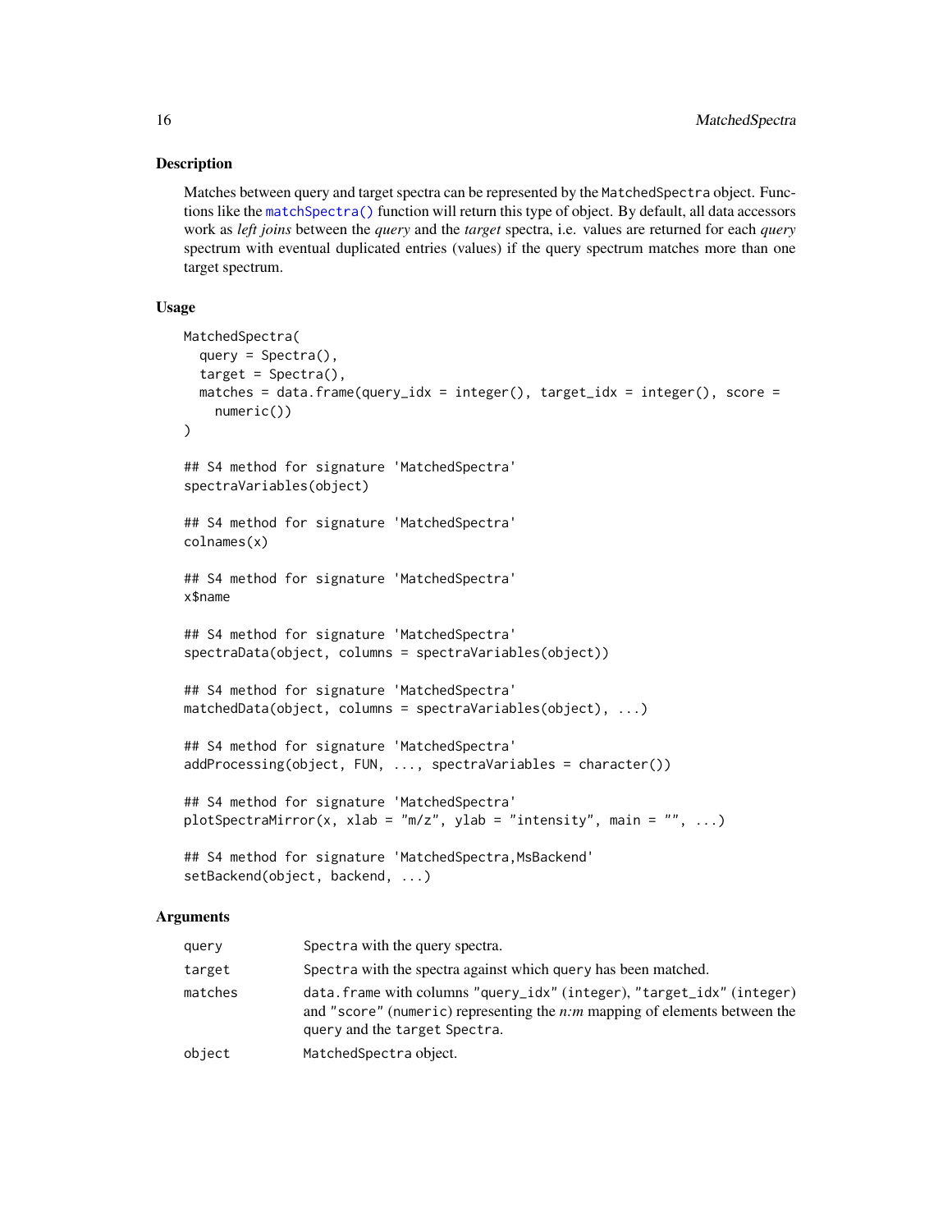## Description

Matches between query and target spectra can be represented by the `MatchedSpectra` object. Functions like the `matchSpectra()` function will return this type of object. By default, all data accessors work as *left joins* between the *query* and the *target* spectra, i.e. values are returned for each *query* spectrum with eventual duplicated entries (values) if the query spectrum matches more than one target spectrum.

## Usage

```
MatchedSpectra(
  query = Spectra(),
  target = Spectra(),
  matches = data.frame(query_idx = integer(), target_idx = integer(), score =
    numeric())
)

## S4 method for signature 'MatchedSpectra'
spectraVariables(object)

## S4 method for signature 'MatchedSpectra'
colnames(x)

## S4 method for signature 'MatchedSpectra'
x$name

## S4 method for signature 'MatchedSpectra'
spectraData(object, columns = spectraVariables(object))

## S4 method for signature 'MatchedSpectra'
matchedData(object, columns = spectraVariables(object), ...)

## S4 method for signature 'MatchedSpectra'
addProcessing(object, FUN, ..., spectraVariables = character())

## S4 method for signature 'MatchedSpectra'
plotSpectraMirror(x, xlab = "m/z", ylab = "intensity", main = "", ...)

## S4 method for signature 'MatchedSpectra,MsBackend'
setBackend(object, backend, ...)
```

## Arguments

| | |
|---|---|
| `query` | `Spectra` with the query spectra. |
| `target` | `Spectra` with the spectra against which `query` has been matched. |
| `matches` | `data.frame` with columns `"query_idx"` (`integer`), `"target_idx"` (`integer`) and `"score"` (`numeric`) representing the *n:m* mapping of elements between the `query` and the `target` `Spectra`. |
| `object` | `MatchedSpectra` object. |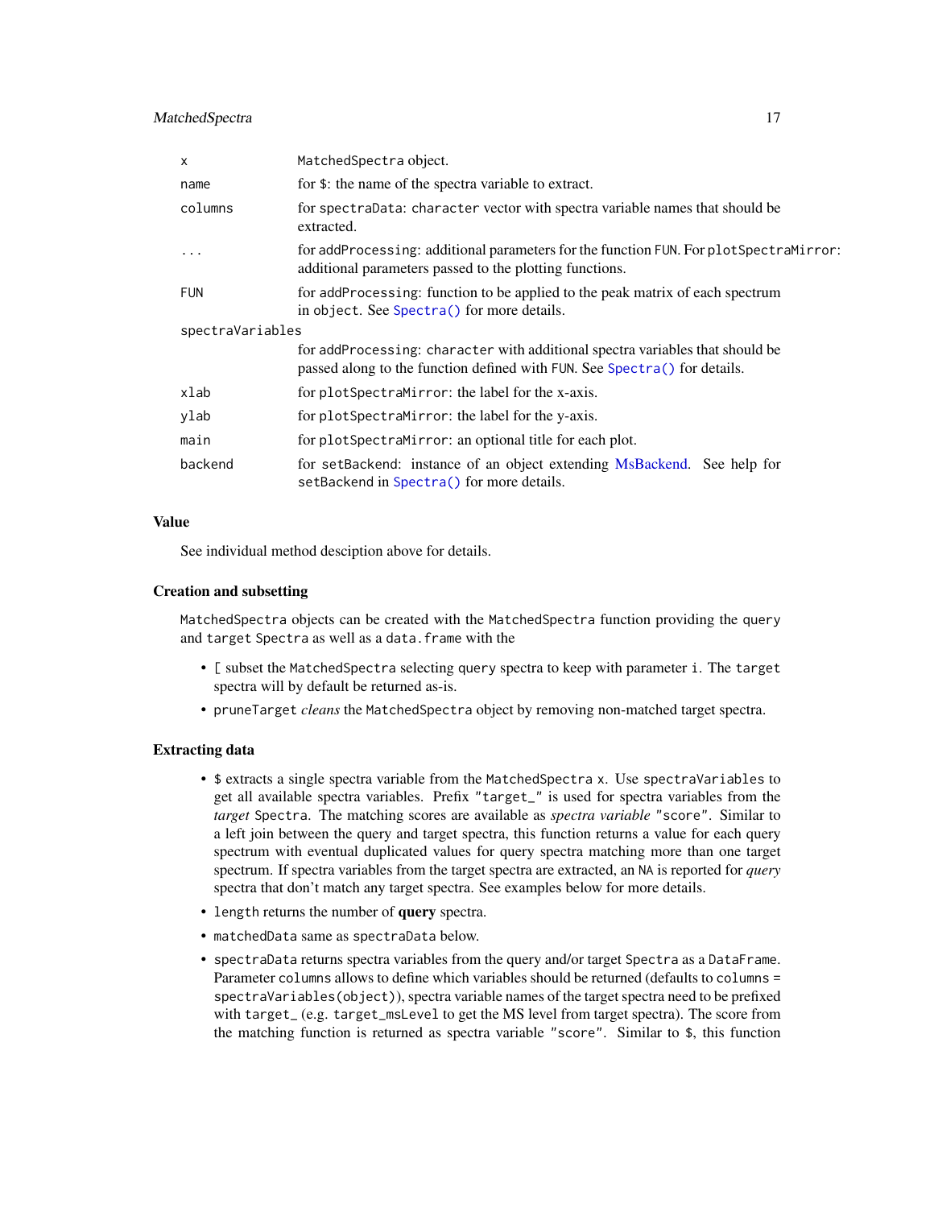| | |
|---|---|
| `x` | `MatchedSpectra` object. |
| `name` | for `$`: the name of the spectra variable to extract. |
| `columns` | for `spectraData`: `character` vector with spectra variable names that should be extracted. |
| `...` | for `addProcessing`: additional parameters for the function `FUN`. For `plotSpectraMirror`: additional parameters passed to the plotting functions. |
| `FUN` | for `addProcessing`: function to be applied to the peak matrix of each spectrum in `object`. See `Spectra()` for more details. |
| `spectraVariables` | for `addProcessing`: `character` with additional spectra variables that should be passed along to the function defined with `FUN`. See `Spectra()` for details. |
| `xlab` | for `plotSpectraMirror`: the label for the x-axis. |
| `ylab` | for `plotSpectraMirror`: the label for the y-axis. |
| `main` | for `plotSpectraMirror`: an optional title for each plot. |
| `backend` | for `setBackend`: instance of an object extending MsBackend. See help for `setBackend` in `Spectra()` for more details. |

### Value

See individual method desciption above for details.

### Creation and subsetting

`MatchedSpectra` objects can be created with the `MatchedSpectra` function providing the `query` and `target` `Spectra` as well as a `data.frame` with the

- `[` subset the `MatchedSpectra` selecting `query` spectra to keep with parameter `i`. The `target` spectra will by default be returned as-is.
- `pruneTarget` *cleans* the `MatchedSpectra` object by removing non-matched target spectra.

### Extracting data

- `$` extracts a single spectra variable from the `MatchedSpectra` `x`. Use `spectraVariables` to get all available spectra variables. Prefix `"target_"` is used for spectra variables from the *target* `Spectra`. The matching scores are available as *spectra variable* `"score"`. Similar to a left join between the query and target spectra, this function returns a value for each query spectrum with eventual duplicated values for query spectra matching more than one target spectrum. If spectra variables from the target spectra are extracted, an `NA` is reported for *query* spectra that don't match any target spectra. See examples below for more details.
- `length` returns the number of **query** spectra.
- `matchedData` same as `spectraData` below.
- `spectraData` returns spectra variables from the query and/or target `Spectra` as a `DataFrame`. Parameter `columns` allows to define which variables should be returned (defaults to `columns = spectraVariables(object)`), spectra variable names of the target spectra need to be prefixed with `target_` (e.g. `target_msLevel` to get the MS level from target spectra). The score from the matching function is returned as spectra variable `"score"`. Similar to `$`, this function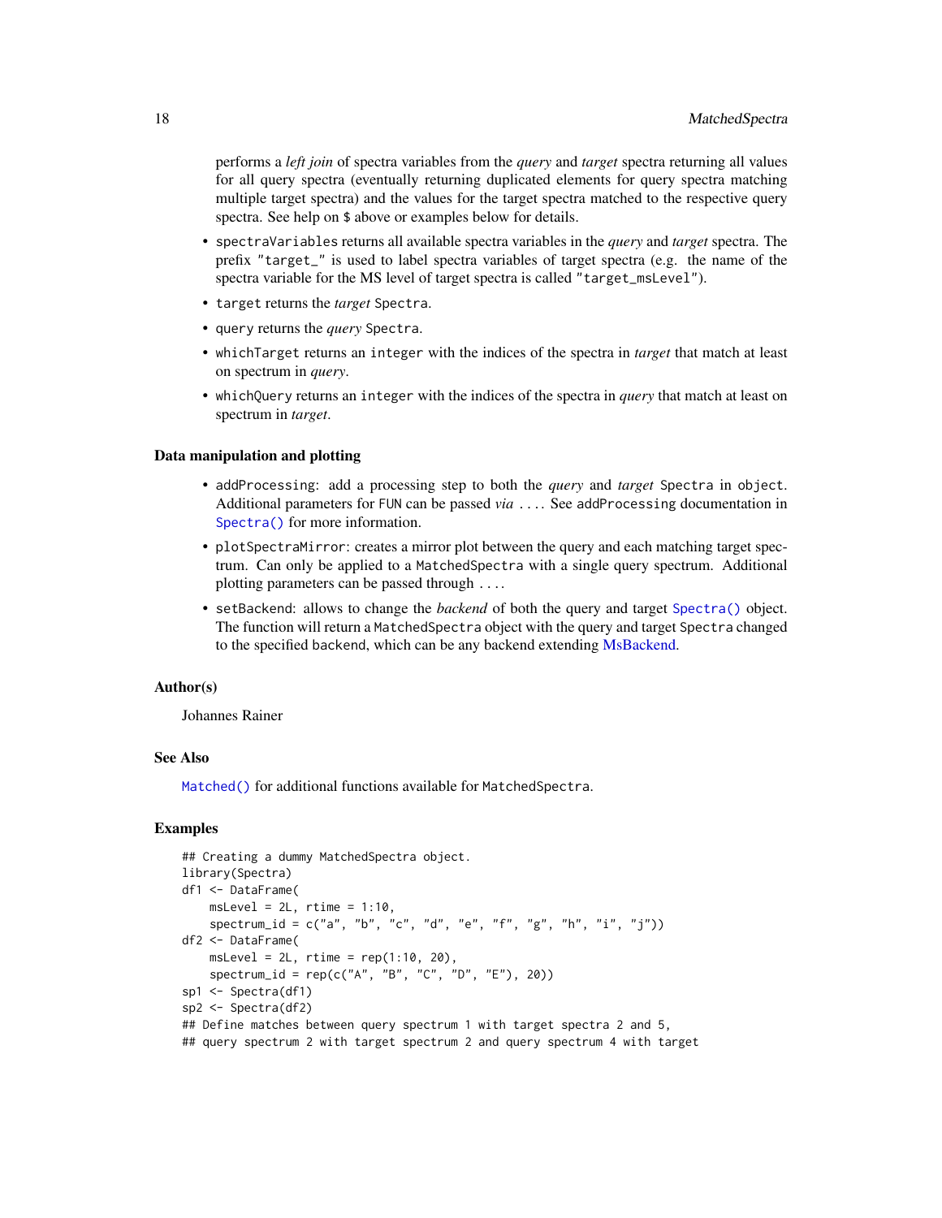performs a *left join* of spectra variables from the *query* and *target* spectra returning all values for all query spectra (eventually returning duplicated elements for query spectra matching multiple target spectra) and the values for the target spectra matched to the respective query spectra. See help on $ above or examples below for details.

- `spectraVariables` returns all available spectra variables in the *query* and *target* spectra. The prefix `"target_"` is used to label spectra variables of target spectra (e.g. the name of the spectra variable for the MS level of target spectra is called `"target_msLevel"`).
- `target` returns the *target* `Spectra`.
- `query` returns the *query* `Spectra`.
- `whichTarget` returns an `integer` with the indices of the spectra in *target* that match at least on spectrum in *query*.
- `whichQuery` returns an `integer` with the indices of the spectra in *query* that match at least on spectrum in *target*.

### Data manipulation and plotting

- `addProcessing`: add a processing step to both the *query* and *target* `Spectra` in `object`. Additional parameters for `FUN` can be passed *via* `...`. See `addProcessing` documentation in `Spectra()` for more information.
- `plotSpectraMirror`: creates a mirror plot between the query and each matching target spectrum. Can only be applied to a `MatchedSpectra` with a single query spectrum. Additional plotting parameters can be passed through `...`.
- `setBackend`: allows to change the *backend* of both the query and target `Spectra()` object. The function will return a `MatchedSpectra` object with the query and target `Spectra` changed to the specified `backend`, which can be any backend extending MsBackend.

## Author(s)

Johannes Rainer

## See Also

`Matched()` for additional functions available for `MatchedSpectra`.

## Examples

```
## Creating a dummy MatchedSpectra object.
library(Spectra)
df1 <- DataFrame(
    msLevel = 2L, rtime = 1:10,
    spectrum_id = c("a", "b", "c", "d", "e", "f", "g", "h", "i", "j"))
df2 <- DataFrame(
    msLevel = 2L, rtime = rep(1:10, 20),
    spectrum_id = rep(c("A", "B", "C", "D", "E"), 20))
sp1 <- Spectra(df1)
sp2 <- Spectra(df2)
## Define matches between query spectrum 1 with target spectra 2 and 5,
## query spectrum 2 with target spectrum 2 and query spectrum 4 with target
```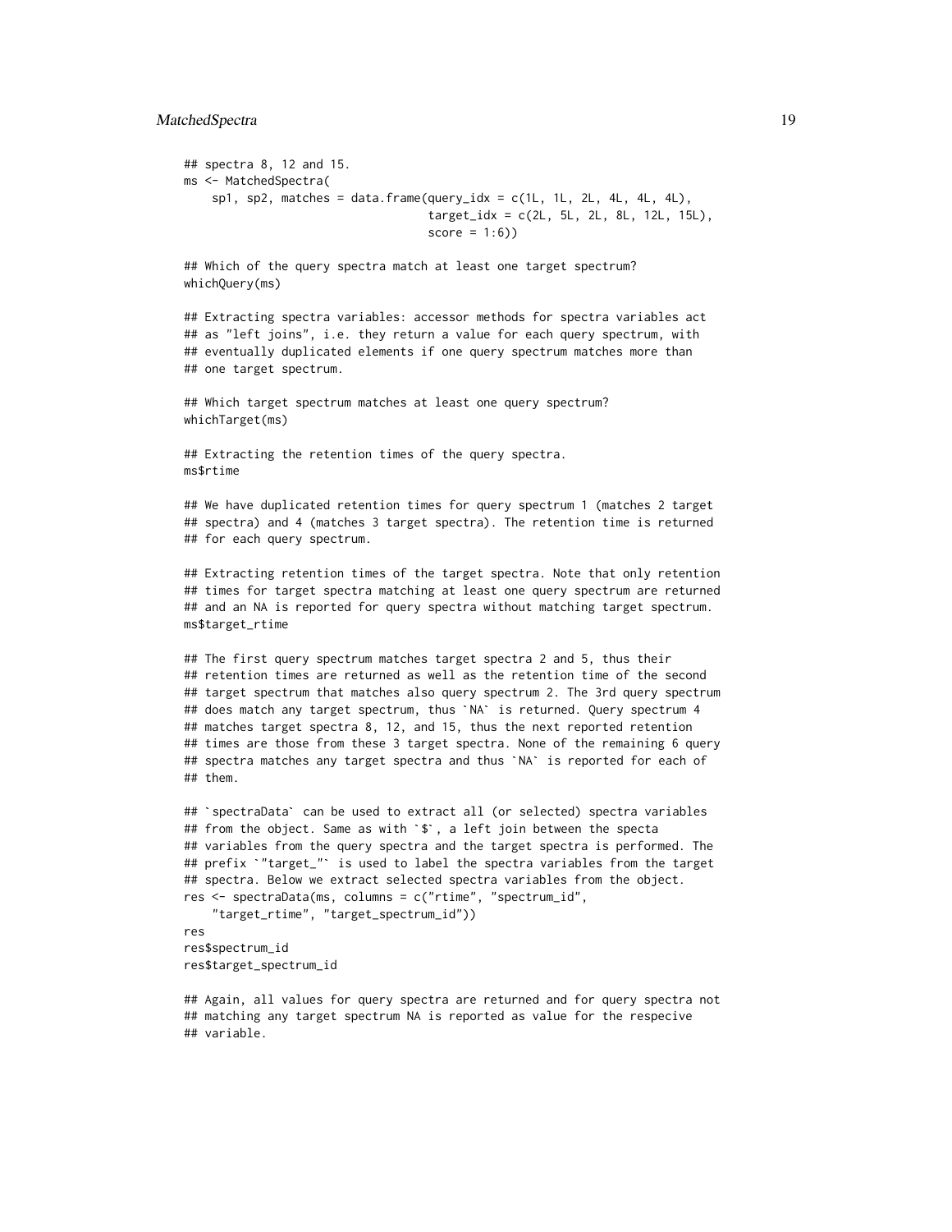```
## spectra 8, 12 and 15.
ms <- MatchedSpectra(
    sp1, sp2, matches = data.frame(query_idx = c(1L, 1L, 2L, 4L, 4L, 4L),
                                   target_idx = c(2L, 5L, 2L, 8L, 12L, 15L),
                                   score = 1:6))

## Which of the query spectra match at least one target spectrum?
whichQuery(ms)

## Extracting spectra variables: accessor methods for spectra variables act
## as "left joins", i.e. they return a value for each query spectrum, with
## eventually duplicated elements if one query spectrum matches more than
## one target spectrum.

## Which target spectrum matches at least one query spectrum?
whichTarget(ms)

## Extracting the retention times of the query spectra.
ms$rtime

## We have duplicated retention times for query spectrum 1 (matches 2 target
## spectra) and 4 (matches 3 target spectra). The retention time is returned
## for each query spectrum.

## Extracting retention times of the target spectra. Note that only retention
## times for target spectra matching at least one query spectrum are returned
## and an NA is reported for query spectra without matching target spectrum.
ms$target_rtime

## The first query spectrum matches target spectra 2 and 5, thus their
## retention times are returned as well as the retention time of the second
## target spectrum that matches also query spectrum 2. The 3rd query spectrum
## does match any target spectrum, thus `NA` is returned. Query spectrum 4
## matches target spectra 8, 12, and 15, thus the next reported retention
## times are those from these 3 target spectra. None of the remaining 6 query
## spectra matches any target spectra and thus `NA` is reported for each of
## them.

## `spectraData` can be used to extract all (or selected) spectra variables
## from the object. Same as with `$`, a left join between the specta
## variables from the query spectra and the target spectra is performed. The
## prefix `"target_"` is used to label the spectra variables from the target
## spectra. Below we extract selected spectra variables from the object.
res <- spectraData(ms, columns = c("rtime", "spectrum_id",
    "target_rtime", "target_spectrum_id"))
res
res$spectrum_id
res$target_spectrum_id

## Again, all values for query spectra are returned and for query spectra not
## matching any target spectrum NA is reported as value for the respecive
## variable.
```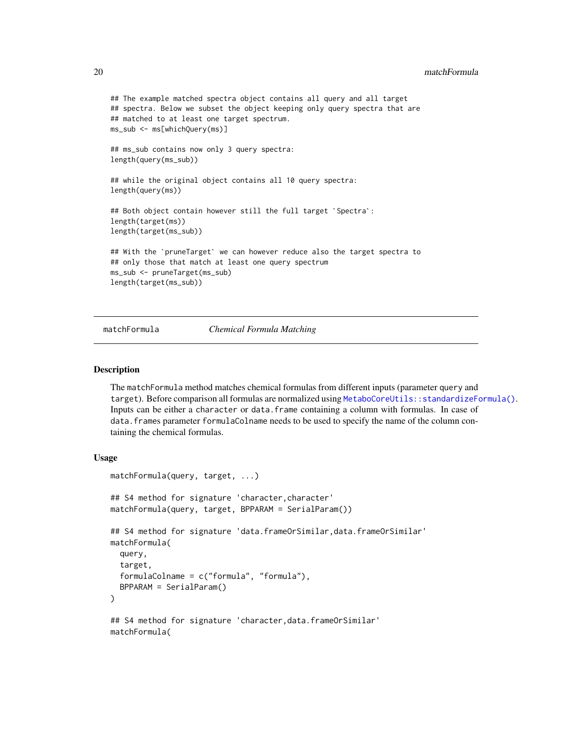```
## The example matched spectra object contains all query and all target
## spectra. Below we subset the object keeping only query spectra that are
## matched to at least one target spectrum.
ms_sub <- ms[whichQuery(ms)]

## ms_sub contains now only 3 query spectra:
length(query(ms_sub))

## while the original object contains all 10 query spectra:
length(query(ms))

## Both object contain however still the full target `Spectra`:
length(target(ms))
length(target(ms_sub))

## With the `pruneTarget` we can however reduce also the target spectra to
## only those that match at least one query spectrum
ms_sub <- pruneTarget(ms_sub)
length(target(ms_sub))
```

---

matchFormula    *Chemical Formula Matching*

---

### Description

The matchFormula method matches chemical formulas from different inputs (parameter query and target). Before comparison all formulas are normalized using MetaboCoreUtils::standardizeFormula(). Inputs can be either a character or data.frame containing a column with formulas. In case of data.frames parameter formulaColname needs to be used to specify the name of the column containing the chemical formulas.

### Usage

```
matchFormula(query, target, ...)

## S4 method for signature 'character,character'
matchFormula(query, target, BPPARAM = SerialParam())

## S4 method for signature 'data.frameOrSimilar,data.frameOrSimilar'
matchFormula(
  query,
  target,
  formulaColname = c("formula", "formula"),
  BPPARAM = SerialParam()
)

## S4 method for signature 'character,data.frameOrSimilar'
matchFormula(
```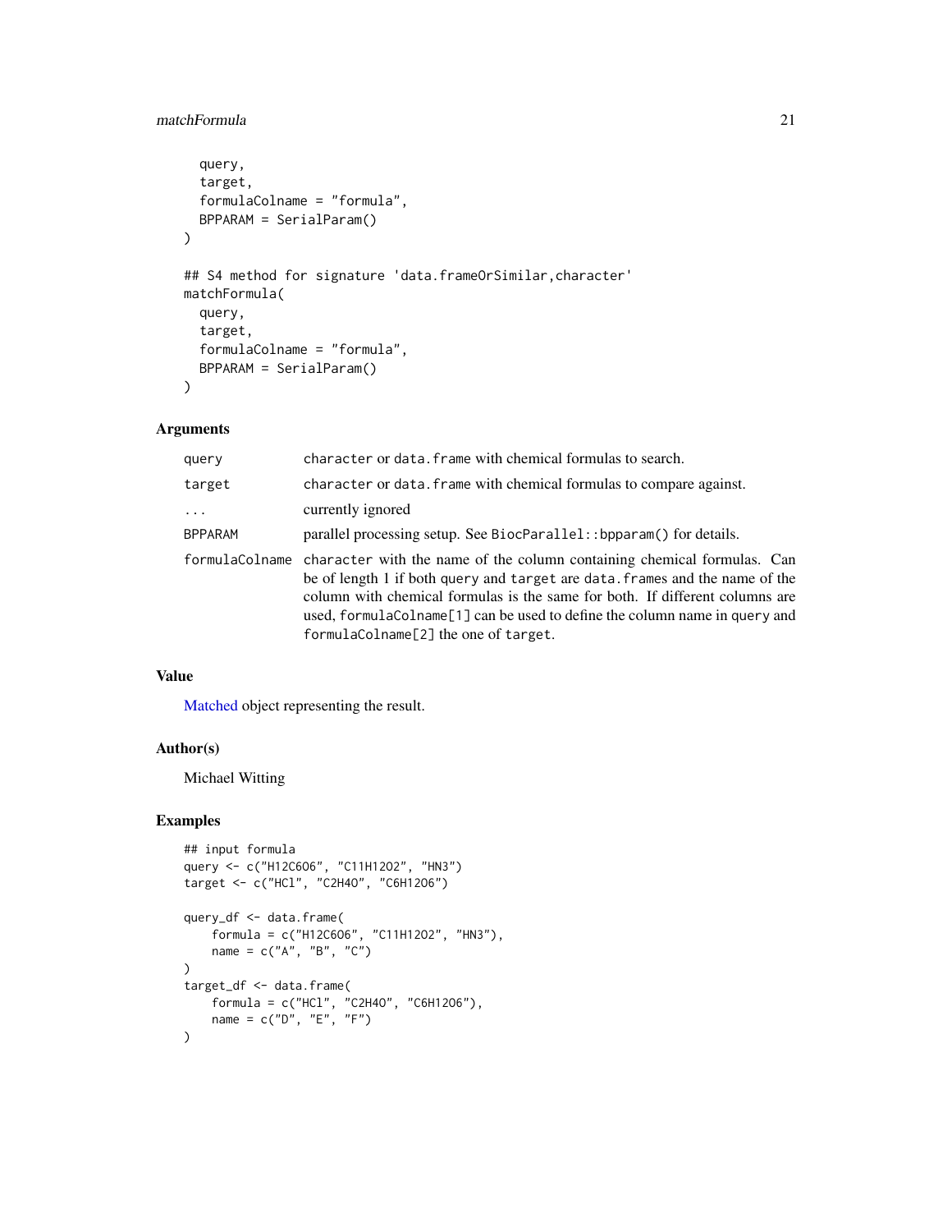```
  query,
  target,
  formulaColname = "formula",
  BPPARAM = SerialParam()
)

## S4 method for signature 'data.frameOrSimilar,character'
matchFormula(
  query,
  target,
  formulaColname = "formula",
  BPPARAM = SerialParam()
)
```

## Arguments

| | |
|---|---|
| `query` | `character` or `data.frame` with chemical formulas to search. |
| `target` | `character` or `data.frame` with chemical formulas to compare against. |
| `...` | currently ignored |
| `BPPARAM` | parallel processing setup. See `BiocParallel::bpparam()` for details. |
| `formulaColname` | `character` with the name of the column containing chemical formulas. Can be of length 1 if both `query` and `target` are `data.frame`s and the name of the column with chemical formulas is the same for both. If different columns are used, `formulaColname[1]` can be used to define the column name in `query` and `formulaColname[2]` the one of `target`. |

## Value

Matched object representing the result.

## Author(s)

Michael Witting

## Examples

```
## input formula
query <- c("H12C6O6", "C11H12O2", "HN3")
target <- c("HCl", "C2H4O", "C6H12O6")

query_df <- data.frame(
    formula = c("H12C6O6", "C11H12O2", "HN3"),
    name = c("A", "B", "C")
)
target_df <- data.frame(
    formula = c("HCl", "C2H4O", "C6H12O6"),
    name = c("D", "E", "F")
)
```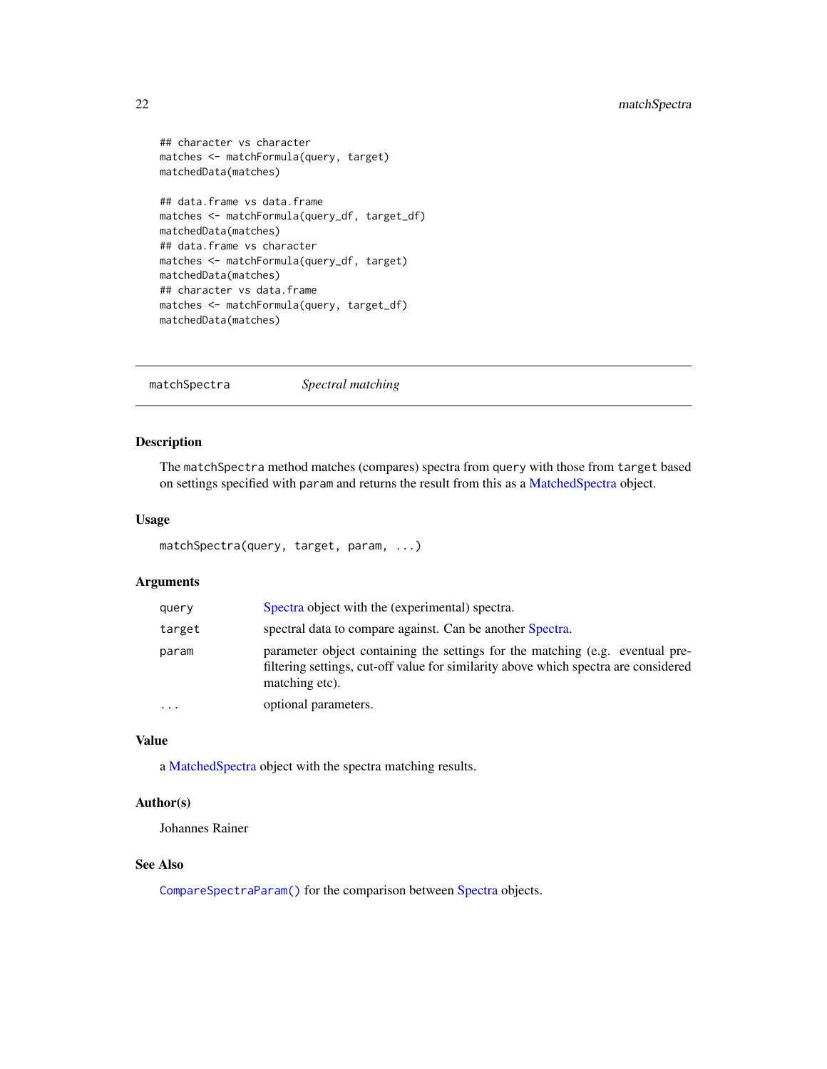```
## character vs character
matches <- matchFormula(query, target)
matchedData(matches)

## data.frame vs data.frame
matches <- matchFormula(query_df, target_df)
matchedData(matches)
## data.frame vs character
matches <- matchFormula(query_df, target)
matchedData(matches)
## character vs data.frame
matches <- matchFormula(query, target_df)
matchedData(matches)
```

---

## matchSpectra — *Spectral matching*

---

### Description

The `matchSpectra` method matches (compares) spectra from `query` with those from `target` based on settings specified with `param` and returns the result from this as a MatchedSpectra object.

### Usage

```
matchSpectra(query, target, param, ...)
```

### Arguments

| | |
|---|---|
| `query` | Spectra object with the (experimental) spectra. |
| `target` | spectral data to compare against. Can be another Spectra. |
| `param` | parameter object containing the settings for the matching (e.g. eventual pre-filtering settings, cut-off value for similarity above which spectra are considered matching etc). |
| `...` | optional parameters. |

### Value

a MatchedSpectra object with the spectra matching results.

### Author(s)

Johannes Rainer

### See Also

`CompareSpectraParam()` for the comparison between Spectra objects.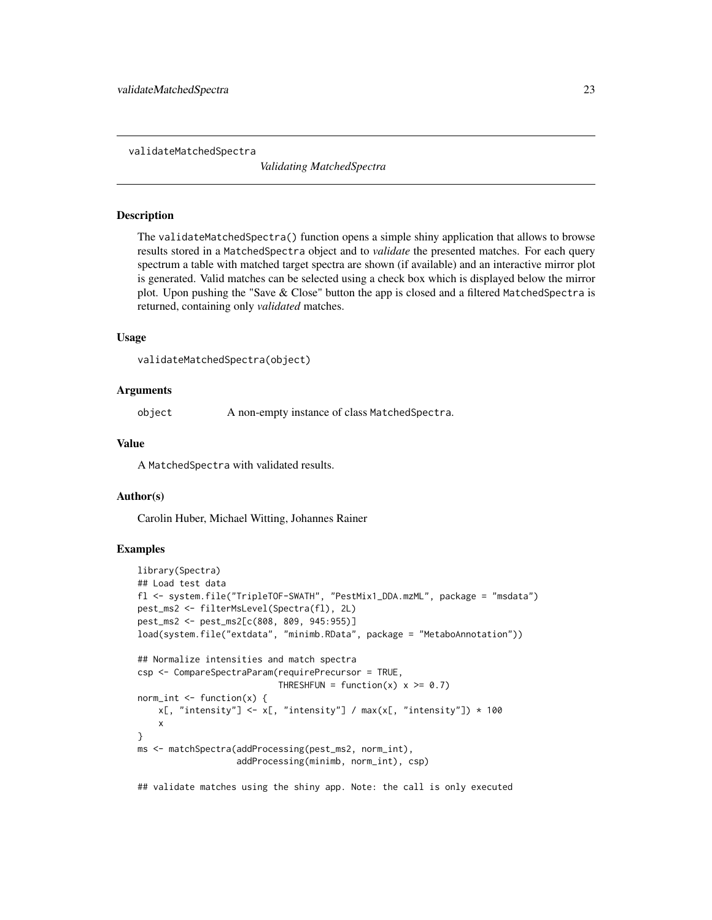validateMatchedSpectra

*Validating MatchedSpectra*

## Description

The `validateMatchedSpectra()` function opens a simple shiny application that allows to browse results stored in a `MatchedSpectra` object and to *validate* the presented matches. For each query spectrum a table with matched target spectra are shown (if available) and an interactive mirror plot is generated. Valid matches can be selected using a check box which is displayed below the mirror plot. Upon pushing the "Save & Close" button the app is closed and a filtered `MatchedSpectra` is returned, containing only *validated* matches.

## Usage

```
validateMatchedSpectra(object)
```

## Arguments

| | |
|---|---|
| object | A non-empty instance of class `MatchedSpectra`. |

## Value

A `MatchedSpectra` with validated results.

## Author(s)

Carolin Huber, Michael Witting, Johannes Rainer

## Examples

```
library(Spectra)
## Load test data
fl <- system.file("TripleTOF-SWATH", "PestMix1_DDA.mzML", package = "msdata")
pest_ms2 <- filterMsLevel(Spectra(fl), 2L)
pest_ms2 <- pest_ms2[c(808, 809, 945:955)]
load(system.file("extdata", "minimb.RData", package = "MetaboAnnotation"))

## Normalize intensities and match spectra
csp <- CompareSpectraParam(requirePrecursor = TRUE,
                           THRESHFUN = function(x) x >= 0.7)
norm_int <- function(x) {
    x[, "intensity"] <- x[, "intensity"] / max(x[, "intensity"]) * 100
    x
}
ms <- matchSpectra(addProcessing(pest_ms2, norm_int),
                   addProcessing(minimb, norm_int), csp)

## validate matches using the shiny app. Note: the call is only executed
```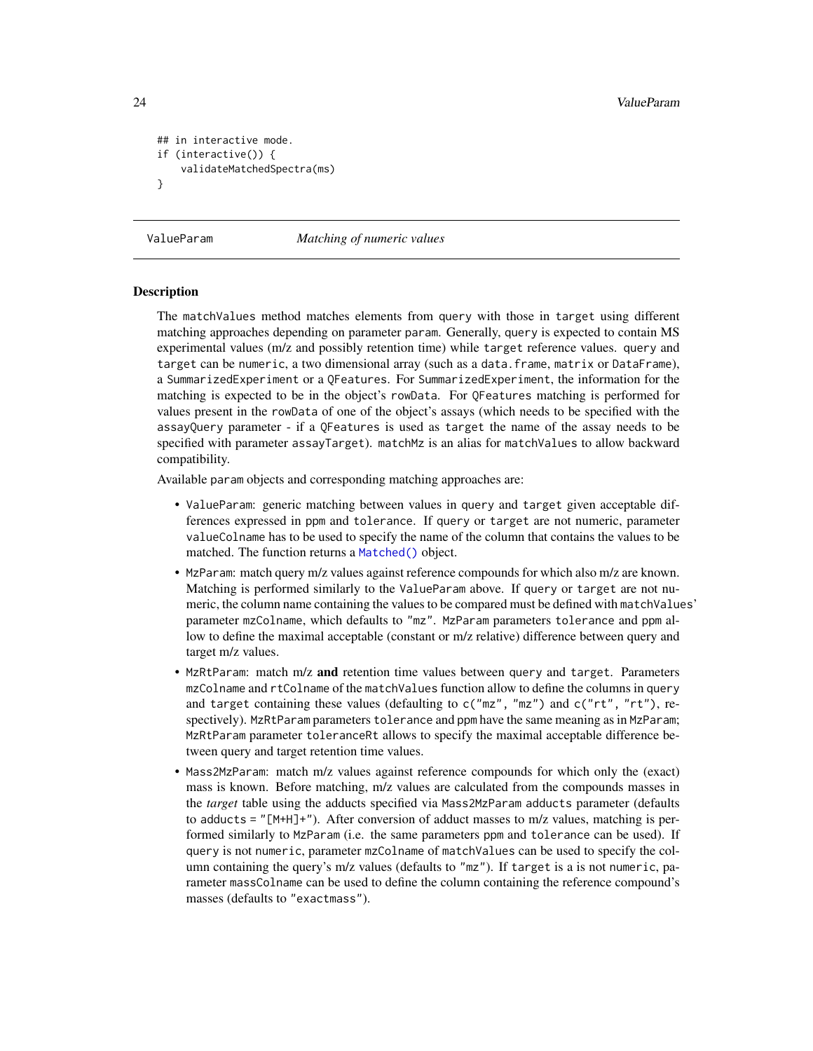```
## in interactive mode.
if (interactive()) {
    validateMatchedSpectra(ms)
}
```

# ValueParam — *Matching of numeric values*

## Description

The `matchValues` method matches elements from `query` with those in `target` using different matching approaches depending on parameter `param`. Generally, `query` is expected to contain MS experimental values (m/z and possibly retention time) while `target` reference values. `query` and `target` can be `numeric`, a two dimensional array (such as a `data.frame`, `matrix` or `DataFrame`), a `SummarizedExperiment` or a `QFeatures`. For `SummarizedExperiment`, the information for the matching is expected to be in the object's `rowData`. For `QFeatures` matching is performed for values present in the `rowData` of one of the object's assays (which needs to be specified with the `assayQuery` parameter - if a `QFeatures` is used as `target` the name of the assay needs to be specified with parameter `assayTarget`). `matchMz` is an alias for `matchValues` to allow backward compatibility.

Available `param` objects and corresponding matching approaches are:

- `ValueParam`: generic matching between values in `query` and `target` given acceptable differences expressed in `ppm` and `tolerance`. If `query` or `target` are not numeric, parameter `valueColname` has to be used to specify the name of the column that contains the values to be matched. The function returns a `Matched()` object.
- `MzParam`: match query m/z values against reference compounds for which also m/z are known. Matching is performed similarly to the `ValueParam` above. If `query` or `target` are not numeric, the column name containing the values to be compared must be defined with `matchValues`' parameter `mzColname`, which defaults to `"mz"`. `MzParam` parameters `tolerance` and `ppm` allow to define the maximal acceptable (constant or m/z relative) difference between query and target m/z values.
- `MzRtParam`: match m/z **and** retention time values between `query` and `target`. Parameters `mzColname` and `rtColname` of the `matchValues` function allow to define the columns in `query` and `target` containing these values (defaulting to `c("mz", "mz")` and `c("rt", "rt")`, respectively). `MzRtParam` parameters `tolerance` and `ppm` have the same meaning as in `MzParam`; `MzRtParam` parameter `toleranceRt` allows to specify the maximal acceptable difference between query and target retention time values.
- `Mass2MzParam`: match m/z values against reference compounds for which only the (exact) mass is known. Before matching, m/z values are calculated from the compounds masses in the *target* table using the adducts specified via `Mass2MzParam` `adducts` parameter (defaults to `adducts = "[M+H]+"`). After conversion of adduct masses to m/z values, matching is performed similarly to `MzParam` (i.e. the same parameters `ppm` and `tolerance` can be used). If `query` is not `numeric`, parameter `mzColname` of `matchValues` can be used to specify the column containing the query's m/z values (defaults to `"mz"`). If `target` is a is not `numeric`, parameter `massColname` can be used to define the column containing the reference compound's masses (defaults to `"exactmass"`).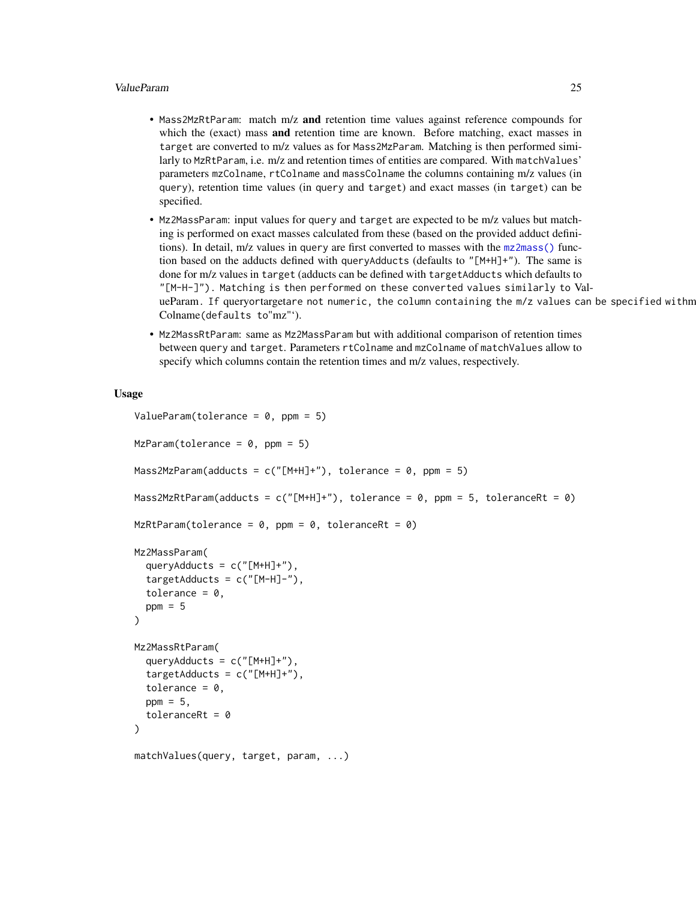- `Mass2MzRtParam`: match m/z **and** retention time values against reference compounds for which the (exact) mass **and** retention time are known. Before matching, exact masses in `target` are converted to m/z values as for `Mass2MzParam`. Matching is then performed similarly to `MzRtParam`, i.e. m/z and retention times of entities are compared. With `matchValues`' parameters `mzColname`, `rtColname` and `massColname` the columns containing m/z values (in `query`), retention time values (in `query` and `target`) and exact masses (in `target`) can be specified.
- `Mz2MassParam`: input values for `query` and `target` are expected to be m/z values but matching is performed on exact masses calculated from these (based on the provided adduct definitions). In detail, m/z values in `query` are first converted to masses with the `mz2mass()` function based on the adducts defined with `queryAdducts` (defaults to `"[M+H]+"`). The same is done for m/z values in `target` (adducts can be defined with `targetAdducts` which defaults to `"[M-H-]"). Matching is then performed on these converted values similarly to ValueParam. If queryortargetare not numeric, the column containing the m/z values can be specified withmzColname(defaults to"mz"`).
- `Mz2MassRtParam`: same as `Mz2MassParam` but with additional comparison of retention times between `query` and `target`. Parameters `rtColname` and `mzColname` of `matchValues` allow to specify which columns contain the retention times and m/z values, respectively.

## Usage

```
ValueParam(tolerance = 0, ppm = 5)

MzParam(tolerance = 0, ppm = 5)

Mass2MzParam(adducts = c("[M+H]+"), tolerance = 0, ppm = 5)

Mass2MzRtParam(adducts = c("[M+H]+"), tolerance = 0, ppm = 5, toleranceRt = 0)

MzRtParam(tolerance = 0, ppm = 0, toleranceRt = 0)

Mz2MassParam(
  queryAdducts = c("[M+H]+"),
  targetAdducts = c("[M-H]-"),
  tolerance = 0,
  ppm = 5
)

Mz2MassRtParam(
  queryAdducts = c("[M+H]+"),
  targetAdducts = c("[M+H]+"),
  tolerance = 0,
  ppm = 5,
  toleranceRt = 0
)

matchValues(query, target, param, ...)
```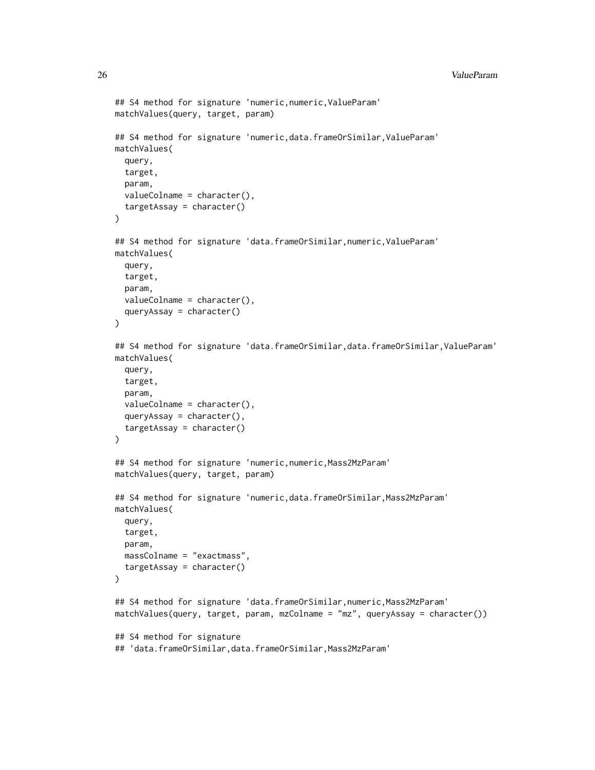```
## S4 method for signature 'numeric,numeric,ValueParam'
matchValues(query, target, param)

## S4 method for signature 'numeric,data.frameOrSimilar,ValueParam'
matchValues(
  query,
  target,
  param,
  valueColname = character(),
  targetAssay = character()
)

## S4 method for signature 'data.frameOrSimilar,numeric,ValueParam'
matchValues(
  query,
  target,
  param,
  valueColname = character(),
  queryAssay = character()
)

## S4 method for signature 'data.frameOrSimilar,data.frameOrSimilar,ValueParam'
matchValues(
  query,
  target,
  param,
  valueColname = character(),
  queryAssay = character(),
  targetAssay = character()
)

## S4 method for signature 'numeric,numeric,Mass2MzParam'
matchValues(query, target, param)

## S4 method for signature 'numeric,data.frameOrSimilar,Mass2MzParam'
matchValues(
  query,
  target,
  param,
  massColname = "exactmass",
  targetAssay = character()
)

## S4 method for signature 'data.frameOrSimilar,numeric,Mass2MzParam'
matchValues(query, target, param, mzColname = "mz", queryAssay = character())

## S4 method for signature
## 'data.frameOrSimilar,data.frameOrSimilar,Mass2MzParam'
```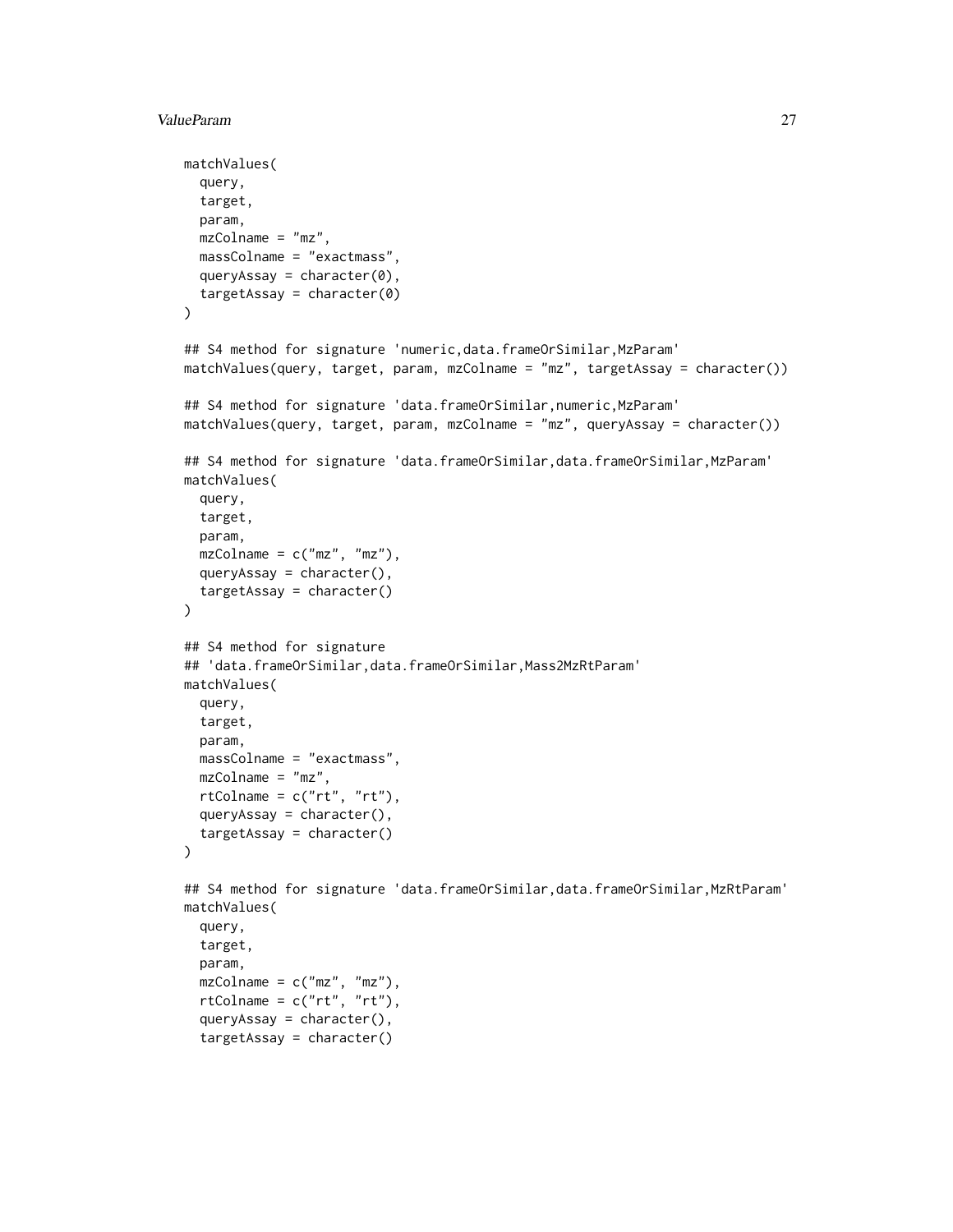```
matchValues(
  query,
  target,
  param,
  mzColname = "mz",
  massColname = "exactmass",
  queryAssay = character(0),
  targetAssay = character(0)
)

## S4 method for signature 'numeric,data.frameOrSimilar,MzParam'
matchValues(query, target, param, mzColname = "mz", targetAssay = character())

## S4 method for signature 'data.frameOrSimilar,numeric,MzParam'
matchValues(query, target, param, mzColname = "mz", queryAssay = character())

## S4 method for signature 'data.frameOrSimilar,data.frameOrSimilar,MzParam'
matchValues(
  query,
  target,
  param,
  mzColname = c("mz", "mz"),
  queryAssay = character(),
  targetAssay = character()
)

## S4 method for signature
## 'data.frameOrSimilar,data.frameOrSimilar,Mass2MzRtParam'
matchValues(
  query,
  target,
  param,
  massColname = "exactmass",
  mzColname = "mz",
  rtColname = c("rt", "rt"),
  queryAssay = character(),
  targetAssay = character()
)

## S4 method for signature 'data.frameOrSimilar,data.frameOrSimilar,MzRtParam'
matchValues(
  query,
  target,
  param,
  mzColname = c("mz", "mz"),
  rtColname = c("rt", "rt"),
  queryAssay = character(),
  targetAssay = character()
```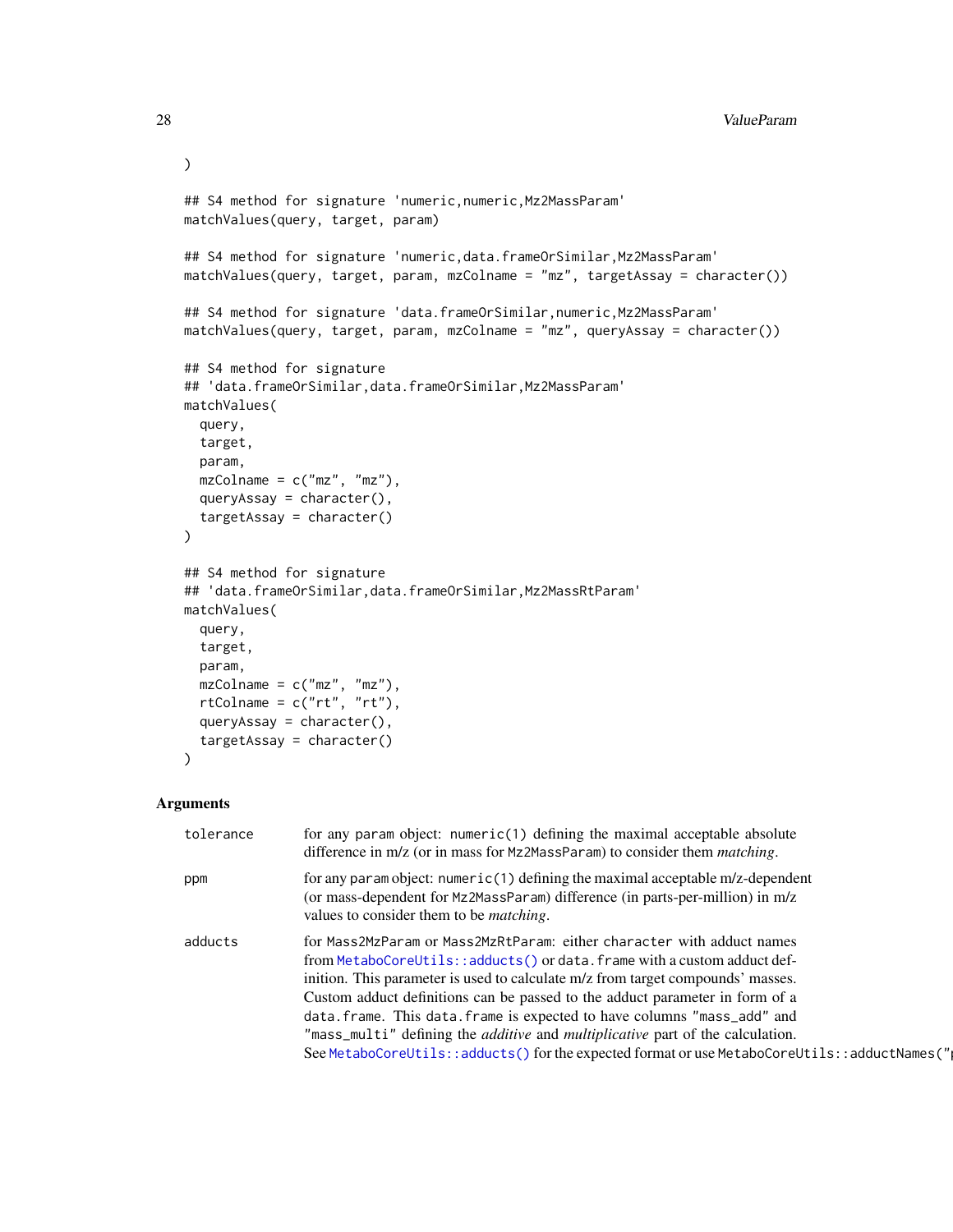```
)

## S4 method for signature 'numeric,numeric,Mz2MassParam'
matchValues(query, target, param)

## S4 method for signature 'numeric,data.frameOrSimilar,Mz2MassParam'
matchValues(query, target, param, mzColname = "mz", targetAssay = character())

## S4 method for signature 'data.frameOrSimilar,numeric,Mz2MassParam'
matchValues(query, target, param, mzColname = "mz", queryAssay = character())

## S4 method for signature
## 'data.frameOrSimilar,data.frameOrSimilar,Mz2MassParam'
matchValues(
  query,
  target,
  param,
  mzColname = c("mz", "mz"),
  queryAssay = character(),
  targetAssay = character()
)

## S4 method for signature
## 'data.frameOrSimilar,data.frameOrSimilar,Mz2MassRtParam'
matchValues(
  query,
  target,
  param,
  mzColname = c("mz", "mz"),
  rtColname = c("rt", "rt"),
  queryAssay = character(),
  targetAssay = character()
)
```

## Arguments

| | |
|---|---|
| `tolerance` | for any `param` object: `numeric(1)` defining the maximal acceptable absolute difference in m/z (or in mass for `Mz2MassParam`) to consider them *matching*. |
| `ppm` | for any `param` object: `numeric(1)` defining the maximal acceptable m/z-dependent (or mass-dependent for `Mz2MassParam`) difference (in parts-per-million) in m/z values to consider them to be *matching*. |
| `adducts` | for `Mass2MzParam` or `Mass2MzRtParam`: either `character` with adduct names from `MetaboCoreUtils::adducts()` or `data.frame` with a custom adduct definition. This parameter is used to calculate m/z from target compounds' masses. Custom adduct definitions can be passed to the adduct parameter in form of a `data.frame`. This `data.frame` is expected to have columns `"mass_add"` and `"mass_multi"` defining the *additive* and *multiplicative* part of the calculation. See `MetaboCoreUtils::adducts()` for the expected format or use `MetaboCoreUtils::adductNames("p` |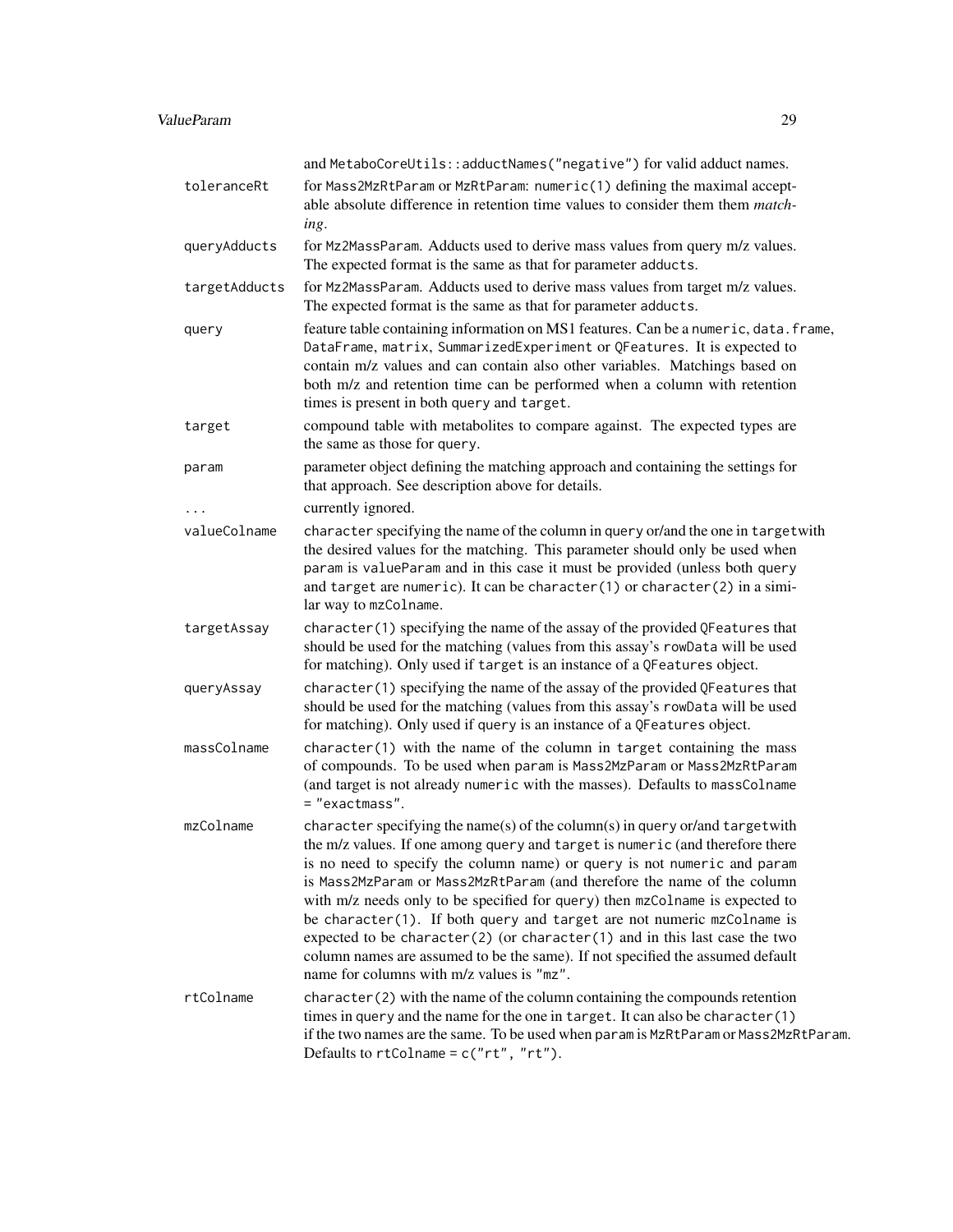and `MetaboCoreUtils::adductNames("negative")` for valid adduct names.

| | |
|---|---|
| `toleranceRt` | for `Mass2MzRtParam` or `MzRtParam`: `numeric(1)` defining the maximal acceptable absolute difference in retention time values to consider them them *matching*. |
| `queryAdducts` | for `Mz2MassParam`. Adducts used to derive mass values from query m/z values. The expected format is the same as that for parameter `adducts`. |
| `targetAdducts` | for `Mz2MassParam`. Adducts used to derive mass values from target m/z values. The expected format is the same as that for parameter `adducts`. |
| `query` | feature table containing information on MS1 features. Can be a `numeric`, `data.frame`, `DataFrame`, `matrix`, `SummarizedExperiment` or `QFeatures`. It is expected to contain m/z values and can contain also other variables. Matchings based on both m/z and retention time can be performed when a column with retention times is present in both `query` and `target`. |
| `target` | compound table with metabolites to compare against. The expected types are the same as those for `query`. |
| `param` | parameter object defining the matching approach and containing the settings for that approach. See description above for details. |
| `...` | currently ignored. |
| `valueColname` | `character` specifying the name of the column in `query` or/and the one in `target`with the desired values for the matching. This parameter should only be used when `param` is `valueParam` and in this case it must be provided (unless both `query` and `target` are `numeric`). It can be `character(1)` or `character(2)` in a similar way to `mzColname`. |
| `targetAssay` | `character(1)` specifying the name of the assay of the provided `QFeatures` that should be used for the matching (values from this assay's `rowData` will be used for matching). Only used if `target` is an instance of a `QFeatures` object. |
| `queryAssay` | `character(1)` specifying the name of the assay of the provided `QFeatures` that should be used for the matching (values from this assay's `rowData` will be used for matching). Only used if `query` is an instance of a `QFeatures` object. |
| `massColname` | `character(1)` with the name of the column in `target` containing the mass of compounds. To be used when `param` is `Mass2MzParam` or `Mass2MzRtParam` (and target is not already `numeric` with the masses). Defaults to `massColname = "exactmass"`. |
| `mzColname` | `character` specifying the name(s) of the column(s) in `query` or/and `target`with the m/z values. If one among `query` and `target` is `numeric` (and therefore there is no need to specify the column name) or `query` is not `numeric` and `param` is `Mass2MzParam` or `Mass2MzRtParam` (and therefore the name of the column with m/z needs only to be specified for `query`) then `mzColname` is expected to be `character(1)`. If both `query` and `target` are not numeric `mzColname` is expected to be `character(2)` (or `character(1)` and in this last case the two column names are assumed to be the same). If not specified the assumed default name for columns with m/z values is `"mz"`. |
| `rtColname` | `character(2)` with the name of the column containing the compounds retention times in `query` and the name for the one in `target`. It can also be `character(1)` if the two names are the same. To be used when `param` is `MzRtParam` or `Mass2MzRtParam`. Defaults to `rtColname = c("rt", "rt")`. |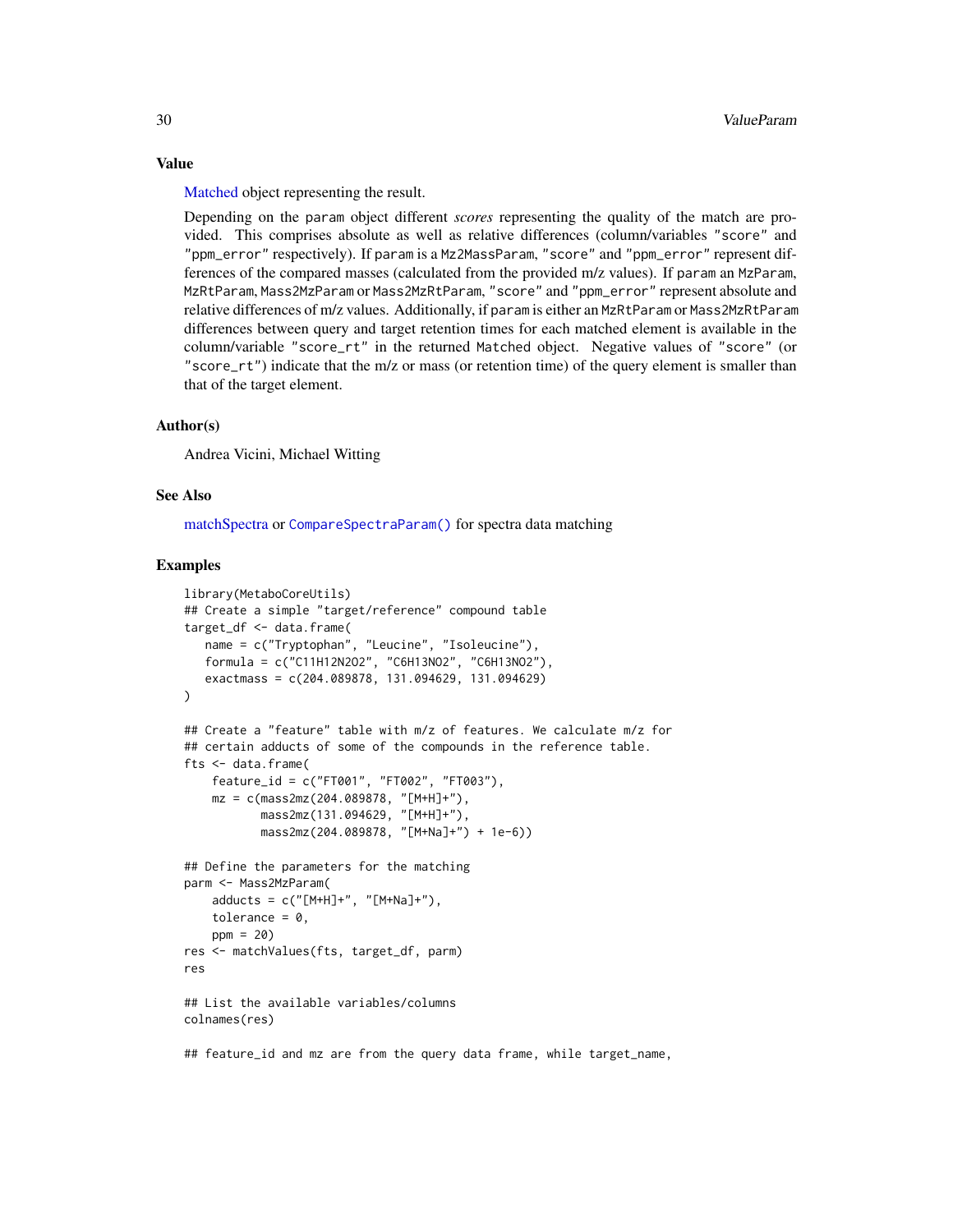## Value

Matched object representing the result.

Depending on the param object different *scores* representing the quality of the match are provided. This comprises absolute as well as relative differences (column/variables "score" and "ppm_error" respectively). If param is a Mz2MassParam, "score" and "ppm_error" represent differences of the compared masses (calculated from the provided m/z values). If param an MzParam, MzRtParam, Mass2MzParam or Mass2MzRtParam, "score" and "ppm_error" represent absolute and relative differences of m/z values. Additionally, if param is either an MzRtParam or Mass2MzRtParam differences between query and target retention times for each matched element is available in the column/variable "score_rt" in the returned Matched object. Negative values of "score" (or "score_rt") indicate that the m/z or mass (or retention time) of the query element is smaller than that of the target element.

## Author(s)

Andrea Vicini, Michael Witting

## See Also

matchSpectra or CompareSpectraParam() for spectra data matching

## Examples

```
library(MetaboCoreUtils)
## Create a simple "target/reference" compound table
target_df <- data.frame(
   name = c("Tryptophan", "Leucine", "Isoleucine"),
   formula = c("C11H12N2O2", "C6H13NO2", "C6H13NO2"),
   exactmass = c(204.089878, 131.094629, 131.094629)
)

## Create a "feature" table with m/z of features. We calculate m/z for
## certain adducts of some of the compounds in the reference table.
fts <- data.frame(
    feature_id = c("FT001", "FT002", "FT003"),
    mz = c(mass2mz(204.089878, "[M+H]+"),
           mass2mz(131.094629, "[M+H]+"),
           mass2mz(204.089878, "[M+Na]+") + 1e-6))

## Define the parameters for the matching
parm <- Mass2MzParam(
    adducts = c("[M+H]+", "[M+Na]+"),
    tolerance = 0,
    ppm = 20)
res <- matchValues(fts, target_df, parm)
res

## List the available variables/columns
colnames(res)

## feature_id and mz are from the query data frame, while target_name,
```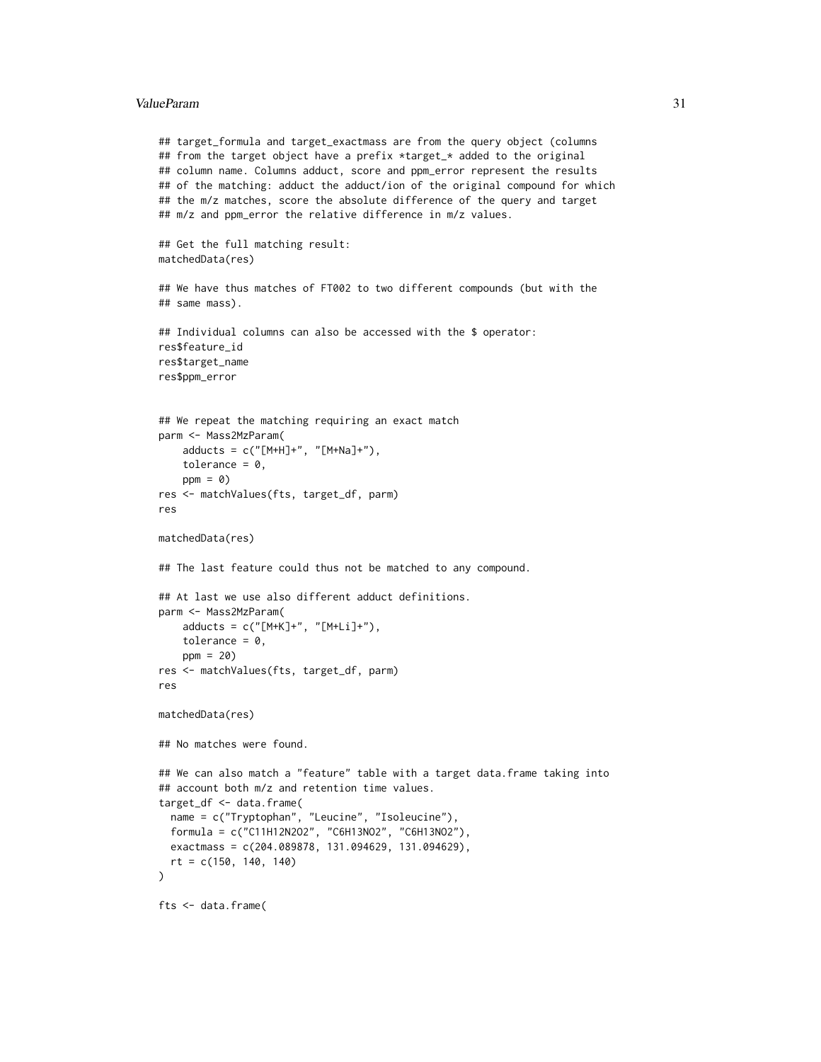```
## target_formula and target_exactmass are from the query object (columns
## from the target object have a prefix *target_* added to the original
## column name. Columns adduct, score and ppm_error represent the results
## of the matching: adduct the adduct/ion of the original compound for which
## the m/z matches, score the absolute difference of the query and target
## m/z and ppm_error the relative difference in m/z values.

## Get the full matching result:
matchedData(res)

## We have thus matches of FT002 to two different compounds (but with the
## same mass).

## Individual columns can also be accessed with the $ operator:
res$feature_id
res$target_name
res$ppm_error


## We repeat the matching requiring an exact match
parm <- Mass2MzParam(
    adducts = c("[M+H]+", "[M+Na]+"),
    tolerance = 0,
    ppm = 0)
res <- matchValues(fts, target_df, parm)
res

matchedData(res)

## The last feature could thus not be matched to any compound.

## At last we use also different adduct definitions.
parm <- Mass2MzParam(
    adducts = c("[M+K]+", "[M+Li]+"),
    tolerance = 0,
    ppm = 20)
res <- matchValues(fts, target_df, parm)
res

matchedData(res)

## No matches were found.

## We can also match a "feature" table with a target data.frame taking into
## account both m/z and retention time values.
target_df <- data.frame(
  name = c("Tryptophan", "Leucine", "Isoleucine"),
  formula = c("C11H12N2O2", "C6H13NO2", "C6H13NO2"),
  exactmass = c(204.089878, 131.094629, 131.094629),
  rt = c(150, 140, 140)
)

fts <- data.frame(
```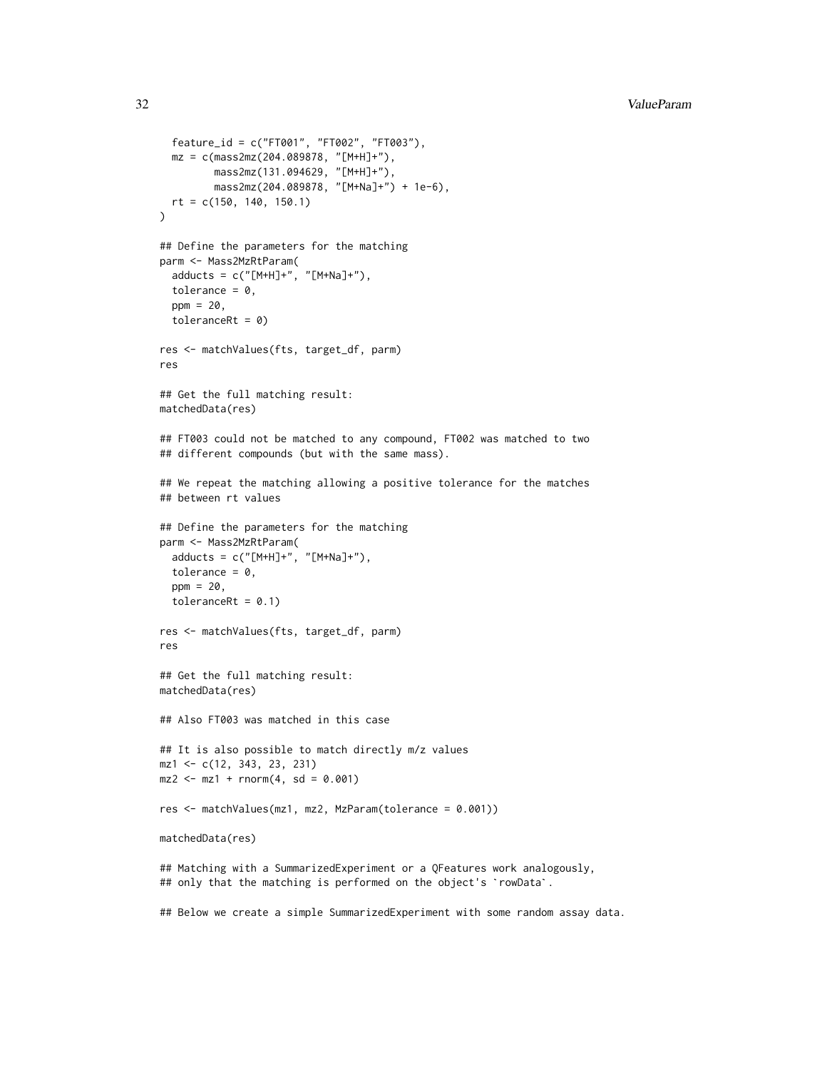```
  feature_id = c("FT001", "FT002", "FT003"),
  mz = c(mass2mz(204.089878, "[M+H]+"),
         mass2mz(131.094629, "[M+H]+"),
         mass2mz(204.089878, "[M+Na]+") + 1e-6),
  rt = c(150, 140, 150.1)
)

## Define the parameters for the matching
parm <- Mass2MzRtParam(
  adducts = c("[M+H]+", "[M+Na]+"),
  tolerance = 0,
  ppm = 20,
  toleranceRt = 0)

res <- matchValues(fts, target_df, parm)
res

## Get the full matching result:
matchedData(res)

## FT003 could not be matched to any compound, FT002 was matched to two
## different compounds (but with the same mass).

## We repeat the matching allowing a positive tolerance for the matches
## between rt values

## Define the parameters for the matching
parm <- Mass2MzRtParam(
  adducts = c("[M+H]+", "[M+Na]+"),
  tolerance = 0,
  ppm = 20,
  toleranceRt = 0.1)

res <- matchValues(fts, target_df, parm)
res

## Get the full matching result:
matchedData(res)

## Also FT003 was matched in this case

## It is also possible to match directly m/z values
mz1 <- c(12, 343, 23, 231)
mz2 <- mz1 + rnorm(4, sd = 0.001)

res <- matchValues(mz1, mz2, MzParam(tolerance = 0.001))

matchedData(res)

## Matching with a SummarizedExperiment or a QFeatures work analogously,
## only that the matching is performed on the object's `rowData`.

## Below we create a simple SummarizedExperiment with some random assay data.
```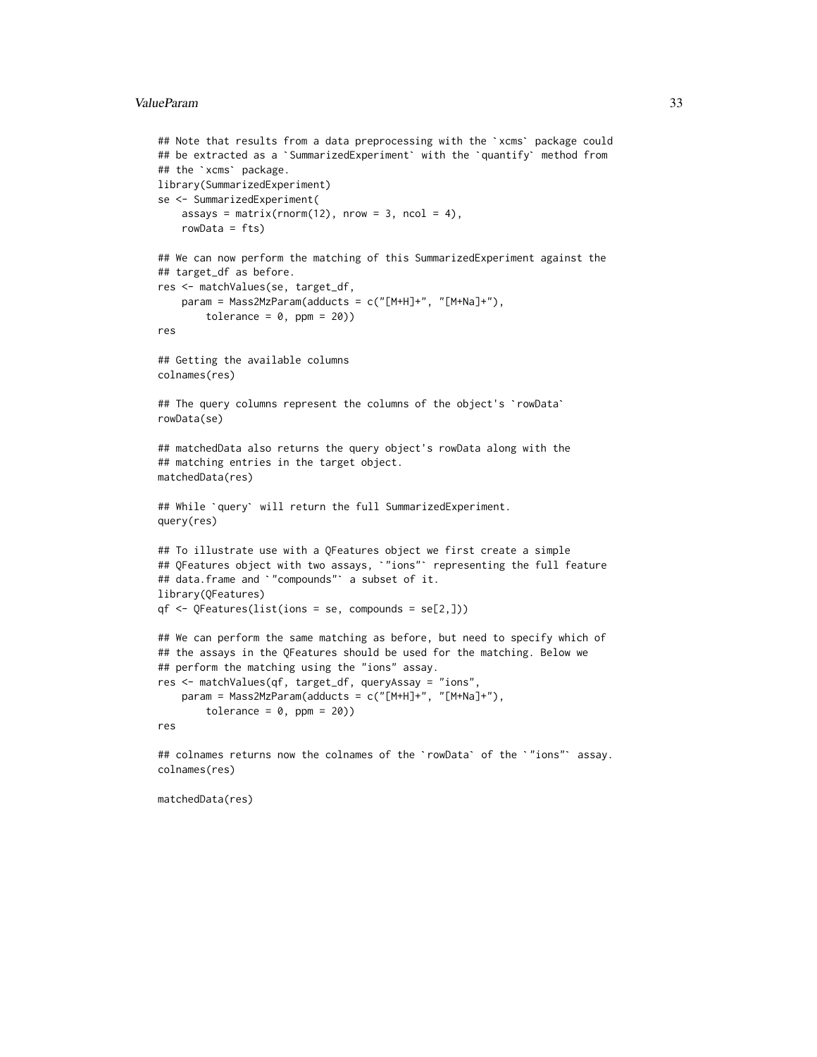```
## Note that results from a data preprocessing with the `xcms` package could
## be extracted as a `SummarizedExperiment` with the `quantify` method from
## the `xcms` package.
library(SummarizedExperiment)
se <- SummarizedExperiment(
    assays = matrix(rnorm(12), nrow = 3, ncol = 4),
    rowData = fts)

## We can now perform the matching of this SummarizedExperiment against the
## target_df as before.
res <- matchValues(se, target_df,
    param = Mass2MzParam(adducts = c("[M+H]+", "[M+Na]+"),
        tolerance = 0, ppm = 20))
res

## Getting the available columns
colnames(res)

## The query columns represent the columns of the object's `rowData`
rowData(se)

## matchedData also returns the query object's rowData along with the
## matching entries in the target object.
matchedData(res)

## While `query` will return the full SummarizedExperiment.
query(res)

## To illustrate use with a QFeatures object we first create a simple
## QFeatures object with two assays, `"ions"` representing the full feature
## data.frame and `"compounds"` a subset of it.
library(QFeatures)
qf <- QFeatures(list(ions = se, compounds = se[2,]))

## We can perform the same matching as before, but need to specify which of
## the assays in the QFeatures should be used for the matching. Below we
## perform the matching using the "ions" assay.
res <- matchValues(qf, target_df, queryAssay = "ions",
    param = Mass2MzParam(adducts = c("[M+H]+", "[M+Na]+"),
        tolerance = 0, ppm = 20))
res

## colnames returns now the colnames of the `rowData` of the `"ions"` assay.
colnames(res)

matchedData(res)
```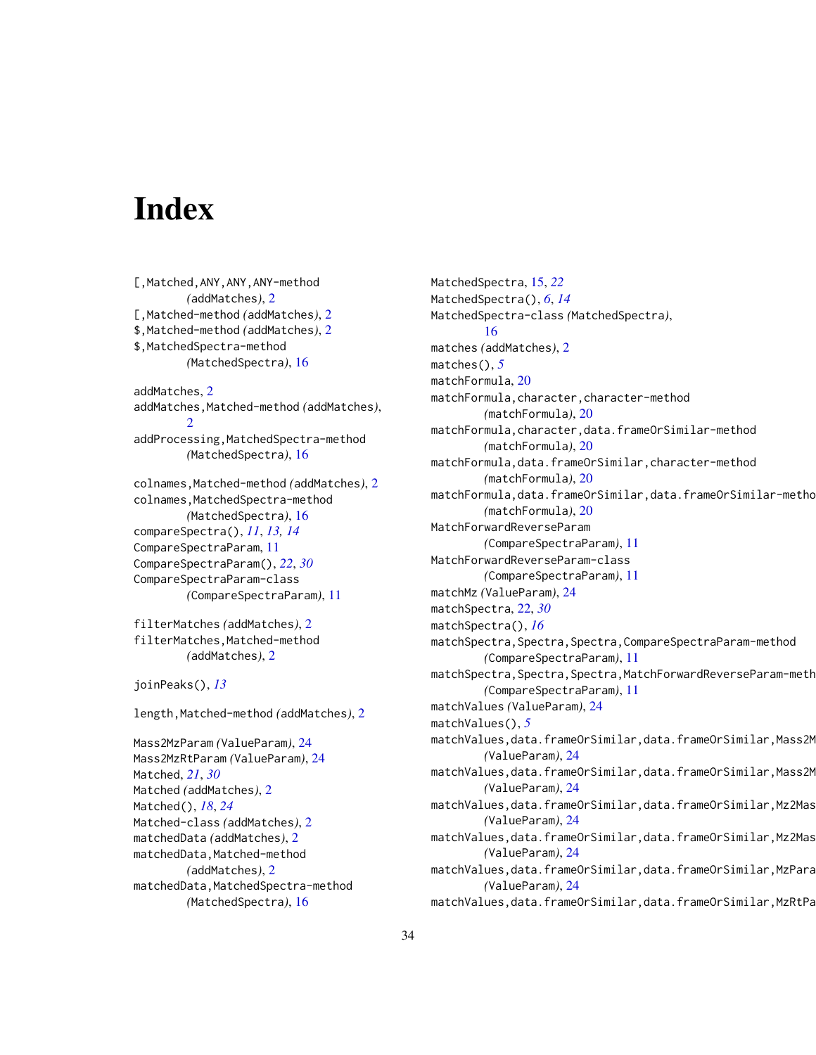# Index

[,Matched,ANY,ANY,ANY-method (addMatches), 2
[,Matched-method (addMatches), 2
$,Matched-method (addMatches), 2
$,MatchedSpectra-method (MatchedSpectra), 16

addMatches, 2
addMatches,Matched-method (addMatches), 2
addProcessing,MatchedSpectra-method (MatchedSpectra), 16

colnames,Matched-method (addMatches), 2
colnames,MatchedSpectra-method (MatchedSpectra), 16
compareSpectra(), *11*, *13, 14*
CompareSpectraParam, 11
CompareSpectraParam(), *22*, *30*
CompareSpectraParam-class (CompareSpectraParam), 11

filterMatches (addMatches), 2
filterMatches,Matched-method (addMatches), 2

joinPeaks(), *13*

length,Matched-method (addMatches), 2

Mass2MzParam (ValueParam), 24
Mass2MzRtParam (ValueParam), 24
Matched, *21*, *30*
Matched (addMatches), 2
Matched(), *18*, *24*
Matched-class (addMatches), 2
matchedData (addMatches), 2
matchedData,Matched-method (addMatches), 2
matchedData,MatchedSpectra-method (MatchedSpectra), 16

MatchedSpectra, 15, *22*
MatchedSpectra(), *6*, *14*
MatchedSpectra-class (MatchedSpectra), 16
matches (addMatches), 2
matches(), *5*
matchFormula, 20
matchFormula,character,character-method (matchFormula), 20
matchFormula,character,data.frameOrSimilar-method (matchFormula), 20
matchFormula,data.frameOrSimilar,character-method (matchFormula), 20
matchFormula,data.frameOrSimilar,data.frameOrSimilar-metho (matchFormula), 20
MatchForwardReverseParam (CompareSpectraParam), 11
MatchForwardReverseParam-class (CompareSpectraParam), 11
matchMz (ValueParam), 24
matchSpectra, 22, *30*
matchSpectra(), *16*
matchSpectra,Spectra,Spectra,CompareSpectraParam-method (CompareSpectraParam), 11
matchSpectra,Spectra,Spectra,MatchForwardReverseParam-meth (CompareSpectraParam), 11
matchValues (ValueParam), 24
matchValues(), *5*
matchValues,data.frameOrSimilar,data.frameOrSimilar,Mass2M (ValueParam), 24
matchValues,data.frameOrSimilar,data.frameOrSimilar,Mass2M (ValueParam), 24
matchValues,data.frameOrSimilar,data.frameOrSimilar,Mz2Mas (ValueParam), 24
matchValues,data.frameOrSimilar,data.frameOrSimilar,Mz2Mas (ValueParam), 24
matchValues,data.frameOrSimilar,data.frameOrSimilar,MzPara (ValueParam), 24
matchValues,data.frameOrSimilar,data.frameOrSimilar,MzRtPa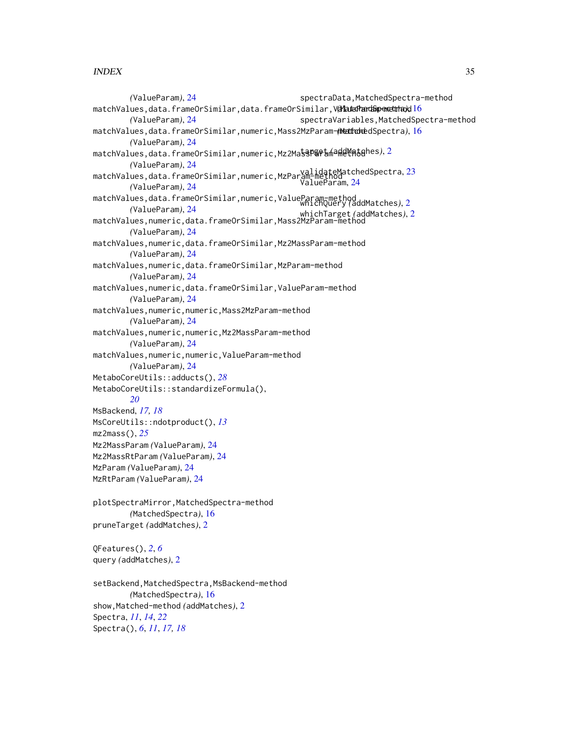(ValueParam), 24
matchValues,data.frameOrSimilar,data.frameOrSimilar,ValueParam-method
(ValueParam), 24
matchValues,data.frameOrSimilar,numeric,Mass2MzParam-method
(ValueParam), 24
matchValues,data.frameOrSimilar,numeric,Mz2MassParam-method
(ValueParam), 24
matchValues,data.frameOrSimilar,numeric,MzParam-method
(ValueParam), 24
matchValues,data.frameOrSimilar,numeric,ValueParam-method
(ValueParam), 24
matchValues,numeric,data.frameOrSimilar,Mass2MzParam-method
(ValueParam), 24
matchValues,numeric,data.frameOrSimilar,Mz2MassParam-method
(ValueParam), 24
matchValues,numeric,data.frameOrSimilar,MzParam-method
(ValueParam), 24
matchValues,numeric,data.frameOrSimilar,ValueParam-method
(ValueParam), 24
matchValues,numeric,numeric,Mass2MzParam-method
(ValueParam), 24
matchValues,numeric,numeric,Mz2MassParam-method
(ValueParam), 24
matchValues,numeric,numeric,ValueParam-method
(ValueParam), 24
MetaboCoreUtils::adducts(), *28*
MetaboCoreUtils::standardizeFormula(), *20*
MsBackend, *17, 18*
MsCoreUtils::ndotproduct(), *13*
mz2mass(), *25*
Mz2MassParam (ValueParam), 24
Mz2MassRtParam (ValueParam), 24
MzParam (ValueParam), 24
MzRtParam (ValueParam), 24

plotSpectraMirror,MatchedSpectra-method
(MatchedSpectra), 16
pruneTarget (addMatches), 2

QFeatures(), *2*, *6*
query (addMatches), 2

setBackend,MatchedSpectra,MsBackend-method
(MatchedSpectra), 16
show,Matched-method (addMatches), 2
Spectra, *11*, *14*, *22*
Spectra(), *6*, *11*, *17, 18*
spectraData,MatchedSpectra-method
(MatchedSpectra), 16
spectraVariables,MatchedSpectra-method
(MatchedSpectra), 16

target (addMatches), 2

validateMatchedSpectra, 23
ValueParam, 24

whichQuery (addMatches), 2
whichTarget (addMatches), 2